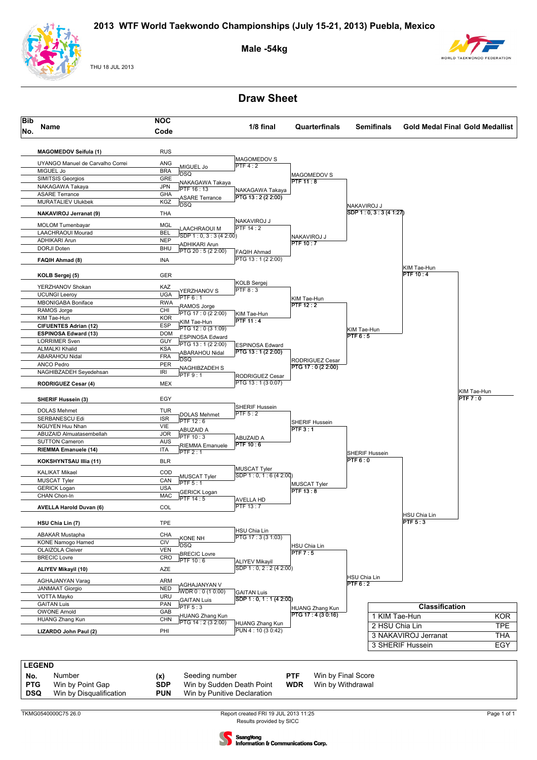# 2013 WTF World Taekwondo Championships (July 15-21, 2013) Puebla, Mexico

## Male -54kg

THU 18 JUL 2013

## Draw Sheet

| Bib No. | Name | NOC Code |
|---|---|---|
| | MAGOMEDOV Seifula (1) | RUS |
| | UYANGO Manuel de Carvalho Correi | ANG |
| | MIGUEL Jo | BRA |
| | SIMITSIS Georgios | GRE |
| | NAKAGAWA Takaya | JPN |
| | ASARE Terrance | GHA |
| | MURATALIEV Ulukbek | KGZ |
| | NAKAVIROJ Jerranat (9) | THA |
| | MOLOM Tumenbayar | MGL |
| | LAACHRAOUI Mourad | BEL |
| | ADHIKARI Arun | NEP |
| | DORJI Doten | BHU |
| | FAQIH Ahmad (8) | INA |
| | KOLB Sergej (5) | GER |
| | YERZHANOV Shokan | KAZ |
| | UCUNGI Leeroy | UGA |
| | MBONIGABA Boniface | RWA |
| | RAMOS Jorge | CHI |
| | KIM Tae-Hun | KOR |
| | CIFUENTES Adrian (12) | ESP |
| | ESPINOSA Edward (13) | DOM |
| | LORRIMER Sven | GUY |
| | ALMALKI Khalid | KSA |
| | ABARAHOU Nidal | FRA |
| | ANCO Pedro | PER |
| | NAGHIBZADEH Seyedehsan | IRI |
| | RODRIGUEZ Cesar (4) | MEX |
| | SHERIF Hussein (3) | EGY |
| | DOLAS Mehmet | TUR |
| | SERBANESCU Edi | ISR |
| | NGUYEN Huu Nhan | VIE |
| | ABUZAID Almuatasembellah | JOR |
| | SUTTON Cameron | AUS |
| | RIEMMA Emanuele (14) | ITA |
| | KOKSHYNTSAU Illia (11) | BLR |
| | KALIKAT Mikael | COD |
| | MUSCAT Tyler | CAN |
| | GERICK Logan | USA |
| | CHAN Chon-In | MAC |
| | AVELLA Harold Duvan (6) | COL |
| | HSU Chia Lin (7) | TPE |
| | ABAKAR Mustapha | CHA |
| | KONE Namogo Hamed | CIV |
| | OLAIZOLA Cleiver | VEN |
| | BRECIC Lovre | CRO |
| | ALIYEV Mikayil (10) | AZE |
| | AGHAJANYAN Varag | ARM |
| | JANMAAT Giorgio | NED |
| | VOTTA Mayko | URU |
| | GAITAN Luis | PAN |
| | OWONE Arnold | GAB |
| | HUANG Zhang Kun | CHN |
| | LIZARDO John Paul (2) | PHI |

### Preliminary round

- MIGUEL Jo — DSQ
- NAKAGAWA Takaya — PTF 16 : 13
- ASARE Terrance — DSQ
- LAACHRAOUI M — SDP 1 : 0, 3 : 3 (4 2:00)
- ADHIKARI Arun — PTG 20 : 5 (2 2:00)
- YERZHANOV S — PTF 6 : 1
- RAMOS Jorge — PTG 17 : 0 (2 2:00)
- KIM Tae-Hun — PTG 12 : 0 (3 1:09)
- ESPINOSA Edward — PTG 13 : 1 (2 2:00)
- ABARAHOU Nidal — DSQ
- NAGHIBZADEH S — PTF 9 : 1
- DOLAS Mehmet — PTF 12 : 6
- ABUZAID A — PTF 10 : 3
- RIEMMA Emanuele — PTF 2 : 1
- MUSCAT Tyler — PTF 5 : 1
- GERICK Logan — PTF 14 : 5
- KONE NH — DSQ
- BRECIC Lovre — PTF 10 : 6
- AGHAJANYAN V — WDR 0 : 0 (1 0:00)
- GAITAN Luis — PTF 5 : 3
- HUANG Zhang Kun — PTG 14 : 2 (3 2:00)

### 1/8 final

- MAGOMEDOV S — PTF 4 : 2
- NAKAGAWA Takaya — PTG 13 : 2 (2 2:00)
- NAKAVIROJ J — PTF 14 : 2
- FAQIH Ahmad — PTG 13 : 1 (2 2:00)
- KOLB Sergej — PTF 8 : 3
- KIM Tae-Hun — PTF 11 : 4
- ESPINOSA Edward — PTG 13 : 1 (2 2:00)
- RODRIGUEZ Cesar — PTG 13 : 1 (3 0:07)
- SHERIF Hussein — PTF 5 : 2
- ABUZAID A — PTF 10 : 6
- MUSCAT Tyler — SDP 1 : 0, 1 : 6 (4 2:00)
- AVELLA HD — PTF 13 : 7
- HSU Chia Lin — PTG 17 : 3 (3 1:03)
- ALIYEV Mikayil — SDP 1 : 0, 2 : 2 (4 2:00)
- GAITAN Luis — SDP 1 : 0, 1 : 1 (4 2:00)
- HUANG Zhang Kun — PUN 4 : 10 (3 0:42)

### Quarterfinals

- MAGOMEDOV S — PTF 11 : 8
- NAKAVIROJ J — PTF 10 : 7
- KIM Tae-Hun — PTF 12 : 2
- RODRIGUEZ Cesar — PTG 17 : 0 (2 2:00)
- SHERIF Hussein — PTF 3 : 1
- MUSCAT Tyler — PTF 13 : 8
- HSU Chia Lin — PTF 7 : 5
- HUANG Zhang Kun — PTG 17 : 4 (3 0:16)

### Semifinals

- NAKAVIROJ J — SDP 1 : 0, 3 : 3 (4 1:27)
- KIM Tae-Hun — PTF 6 : 5
- SHERIF Hussein — PTF 6 : 0
- HSU Chia Lin — PTF 6 : 2

### Gold Medal Final

- KIM Tae-Hun — PTF 10 : 4
- HSU Chia Lin — PTF 5 : 3

### Gold Medallist

- KIM Tae-Hun — PTF 7 : 0

### Classification

| Rank | Name | NOC |
|---|---|---|
| 1 | KIM Tae-Hun | KOR |
| 2 | HSU Chia Lin | TPE |
| 3 | NAKAVIROJ Jerranat | THA |
| 3 | SHERIF Hussein | EGY |

### LEGEND

| | | | | | |
|---|---|---|---|---|---|
| **No.** | Number | **(x)** | Seeding number | **PTF** | Win by Final Score |
| **PTG** | Win by Point Gap | **SDP** | Win by Sudden Death Point | **WDR** | Win by Withdrawal |
| **DSQ** | Win by Disqualification | **PUN** | Win by Punitive Declaration | | |

TKMG0540000C75 26.0

Report created FRI 19 JUL 2013 11:25

Results provided by SICC

SsangYong Information & Communications Corp.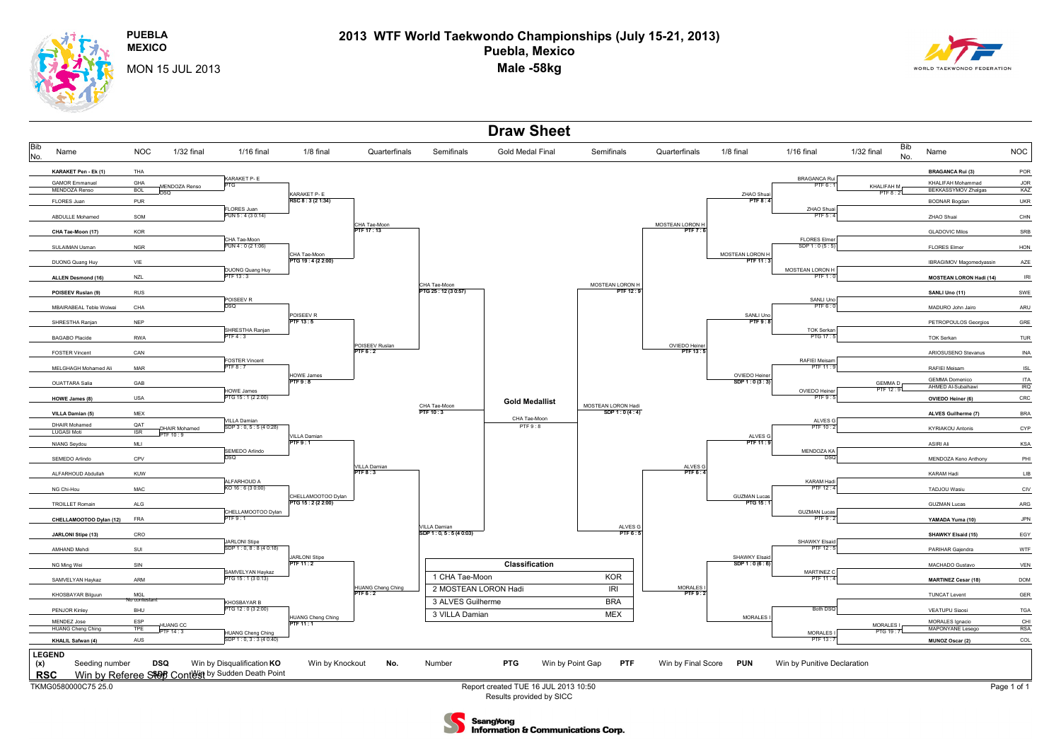# 2013 WTF World Taekwondo Championships (July 15-21, 2013)

## Puebla, Mexico

## Male -58kg

PUEBLA MEXICO

MON 15 JUL 2013

## Draw Sheet

### Left side of the draw

| Bib No. | Name | NOC | 1/32 final | 1/16 final | 1/8 final | Quarterfinals | Semifinals |
|---|---|---|---|---|---|---|---|
| | **KARAKET Pen - Ek (1)** | THA | | KARAKET P- E PTG | KARAKET P- E RSC 8 : 3 (2 1:34) | CHA Tae-Moon PTF 17 : 13 | CHA Tae-Moon PTG 25 : 12 (3 0:57) |
| | GAMOR Emmanuel | GHA | MENDOZA Renso DSQ | | | | |
| | MENDOZA Renso | BOL | | | | | |
| | FLORES Juan | PUR | | FLORES Juan PUN 5 : 4 (3 0:14) | | | |
| | ABDULLE Mohamed | SOM | | | | | |
| | **CHA Tae-Moon (17)** | KOR | | CHA Tae-Moon PUN 4 : 0 (2 1:06) | CHA Tae-Moon PTG 19 : 4 (2 2:00) | | |
| | SULAIMAN Usman | NGR | | | | | |
| | DUONG Quang Huy | VIE | | DUONG Quang Huy PTF 13 : 3 | | | |
| | **ALLEN Desmond (16)** | NZL | | | | | |
| | **POISEEV Ruslan (9)** | RUS | | POISEEV R DSQ | POISEEV R PTF 13 : 5 | POISEEV Ruslan PTF 6 : 2 | |
| | MBAIRABEAL Teble Wolwai | CHA | | | | | |
| | SHRESTHA Ranjan | NEP | | SHRESTHA Ranjan PTF 4 : 3 | | | |
| | BAGABO Placide | RWA | | | | | |
| | FOSTER Vincent | CAN | | FOSTER Vincent PTF 8 : 7 | HOWE James PTF 9 : 8 | | |
| | MELGHAGH Mohamed Ali | MAR | | | | | |
| | OUATTARA Salia | GAB | | HOWE James PTG 15 : 1 (2 2:00) | | | |
| | **HOWE James (8)** | USA | | | | | |
| | **VILLA Damian (5)** | MEX | | VILLA Damian SDP 3 : 0, 5 : 5 (4 0:28) | VILLA Damian PTF 9 : 1 | VILLA Damian PTF 8 : 3 | VILLA Damian SDP 1 : 0, 5 : 5 (4 0:03) |
| | DHAIR Mohamed | QAT | DHAIR Mohamed PTF 10 : 9 | | | | |
| | LUGASI Moti | ISR | | | | | |
| | NIANG Seydou | MLI | | SEMEDO Arlindo DSQ | | | |
| | SEMEDO Arlindo | CPV | | | | | |
| | ALFARHOUD Abdullah | KUW | | ALFARHOUD A KO 16 : 6 (3 0:00) | CHELLAMOOTOO Dylan PTG 15 : 2 (2 2:00) | | |
| | NG Chi-Hou | MAC | | | | | |
| | TROILLET Romain | ALG | | CHELLAMOOTOO Dylan PTF 9 : 1 | | | |
| | **CHELLAMOOTOO Dylan (12)** | FRA | | | | | |
| | **JARLONI Stipe (13)** | CRO | | JARLONI Stipe SDP 1 : 0, 8 : 8 (4 0:18) | JARLONI Stipe PTF 11 : 2 | HUANG Cheng Ching PTF 5 : 2 | |
| | AMHAND Mehdi | SUI | | | | | |
| | NG Ming Wei | SIN | | SAMVELYAN Haykaz PTG 15 : 1 (3 0:13) | | | |
| | SAMVELYAN Haykaz | ARM | | | | | |
| | KHOSBAYAR Bilguun | MGL | No contestant | KHOSBAYAR B PTG 12 : 0 (3 2:00) | HUANG Cheng Ching PTF 11 : 1 | | |
| | PENJOR Kinley | BHU | | | | | |
| | MENDEZ Jose | ESP | HUANG CC PTF 14 : 3 | HUANG Cheng Ching SDP 1 : 0, 3 : 3 (4 0:40) | | | |
| | HUANG Cheng Ching | TPE | | | | | |
| | **KHALIL Safwan (4)** | AUS | | | | | |

### Gold Medal Final

CHA Tae-Moon PTF 10 : 3 vs MOSTEAN LORON Hadi SDP 1 : 0 (4 : 4)

**Gold Medallist**: CHA Tae-Moon PTF 9 : 8

### Right side of the draw

| Semifinals | Quarterfinals | 1/8 final | 1/16 final | 1/32 final | Bib No. | Name | NOC |
|---|---|---|---|---|---|---|---|
| MOSTEAN LORON H PTF 12 : 9 | MOSTEAN LORON H PTF 7 : 6 | ZHAO Shuai PTF 8 : 4 | BRAGANCA Rui PTF 6 : 1 | | | **BRAGANCA Rui (3)** | POR |
| | | | | KHALIFAH M PTF 8 : 2 | | KHALIFAH Mohammad | JOR |
| | | | | | | BEKKASSYMOV Zhalgas | KAZ |
| | | | ZHAO Shuai PTF 5 : 4 | | | BODNAR Bogdan | UKR |
| | | | | | | ZHAO Shuai | CHN |
| | | MOSTEAN LORON H PTF 11 : 3 | FLORES Elmer SDP 1 : 0 (5 : 5) | | | GLADOVIC Milos | SRB |
| | | | | | | FLORES Elmer | HON |
| | | | MOSTEAN LORON H PTF 1 : 0 | | | IBRAGIMOV Magomedyassin | AZE |
| | | | | | | **MOSTEAN LORON Hadi (14)** | IRI |
| | OVIEDO Heiner PTF 13 : 5 | SANLI Uno PTF 9 : 8 | SANLI Uno PTF 6 : 0 | | | **SANLI Uno (11)** | SWE |
| | | | | | | MADURO John Jairo | ARU |
| | | | TOK Serkan PTG 17 : 5 | | | PETROPOULOS Georgios | GRE |
| | | | | | | TOK Serkan | TUR |
| | | OVIEDO Heiner SDP 1 : 0 (3 : 3) | RAFIEI Meisam PTF 11 : 9 | | | ARIOSUSENO Stevanus | INA |
| | | | | | | RAFIEI Meisam | ISL |
| | | | OVIEDO Heiner PTF 9 : 5 | GEMMA D PTF 12 : 9 | | GEMMA Domenico | ITA |
| | | | | | | AHMED Al-Subaihawi | IRQ |
| | | | | | | **OVIEDO Heiner (6)** | CRC |
| ALVES G PTF 6 : 5 | ALVES G PTF 6 : 4 | ALVES G PTF 11 : 9 | ALVES G PTF 10 : 2 | | | **ALVES Guilherme (7)** | BRA |
| | | | | | | KYRIAKOU Antonis | CYP |
| | | | MENDOZA KA DSQ | | | ASIRI Ali | KSA |
| | | | | | | MENDOZA Keno Anthony | PHI |
| | | GUZMAN Lucas PTG 15 : 1 | KARAM Hadi PTF 12 : 4 | | | KARAM Hadi | LIB |
| | | | | | | TADJOU Wasiu | CIV |
| | | | GUZMAN Lucas PTF 9 : 2 | | | GUZMAN Lucas | ARG |
| | | | | | | **YAMADA Yuma (10)** | JPN |
| | MORALES I PTF 9 : 2 | SHAWKY Elsaid SDP 1 : 0 (6 : 6) | SHAWKY Elsaid PTF 12 : 5 | | | **SHAWKY Elsaid (15)** | EGY |
| | | | | | | PARIHAR Gajendra | WTF |
| | | | MARTINEZ C PTF 11 : 4 | | | MACHADO Gustavo | VEN |
| | | | | | | **MARTINEZ Cesar (18)** | DOM |
| | | MORALES I | Both DSQ | | | TUNCAT Levent | GER |
| | | | | | | VEATUPU Siaosi | TGA |
| | | | MORALES I PTF 13 : 7 | MORALES I PTG 19 : 7 | | MORALES Ignacio | CHI |
| | | | | | | MAPONYANE Lesego | RSA |
| | | | | | | **MUNOZ Oscar (2)** | COL |

### Classification

| | Name | NOC |
|---|---|---|
| 1 | CHA Tae-Moon | KOR |
| 2 | MOSTEAN LORON Hadi | IRI |
| 3 | ALVES Guilherme | BRA |
| 3 | VILLA Damian | MEX |

**LEGEND**

| | | | | | |
|---|---|---|---|---|---|
| (x) Seeding number | DSQ Win by Disqualification | KO Win by Knockout | No. Number | PTG Win by Point Gap | PTF Win by Final Score |
| PUN Win by Punitive Declaration | RSC Win by Referee Stop Contest | SDP Win by Sudden Death Point | | | |

TKMG0580000C75 25.0

Report created TUE 16 JUL 2013 10:50

Results provided by SICC

SsangYong Information & Communications Corp.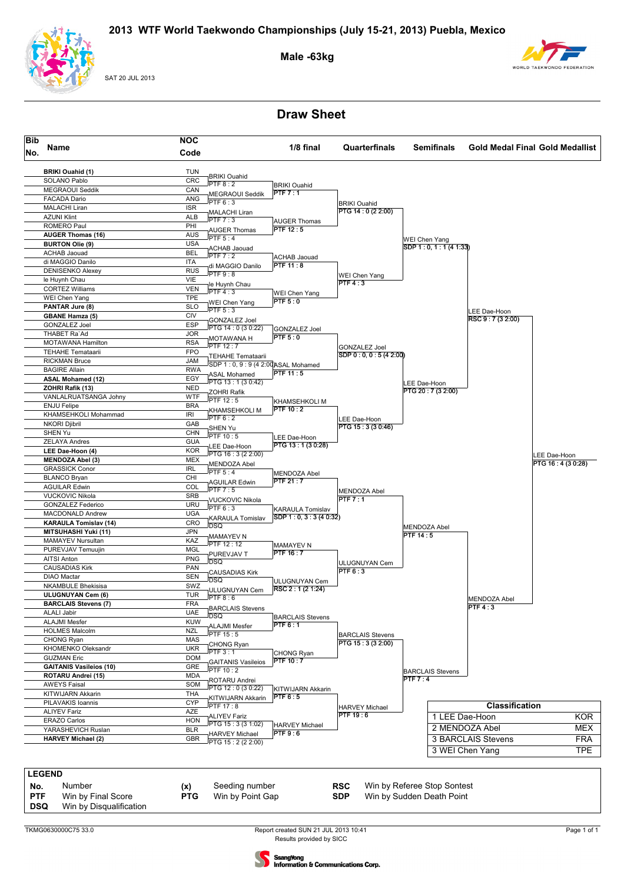# 2013 WTF World Taekwondo Championships (July 15-21, 2013) Puebla, Mexico

## Male -63kg

SAT 20 JUL 2013

## Draw Sheet

| Bib No. | Name | NOC Code |
|---|---|---|
| | **BRIKI Ouahid (1)** | TUN |
| | SOLANO Pablo | CRC |
| | MEGRAOUI Seddik | CAN |
| | FACADA Dario | ANG |
| | MALACHI Liran | ISR |
| | AZUNI Klint | ALB |
| | ROMERO Paul | PHI |
| | **AUGER Thomas (16)** | AUS |
| | **BURTON Olie (9)** | USA |
| | ACHAB Jaouad | BEL |
| | di MAGGIO Danilo | ITA |
| | DENISENKO Alexey | RUS |
| | le Huynh Chau | VIE |
| | CORTEZ Williams | VEN |
| | WEI Chen Yang | TPE |
| | **PANTAR Jure (8)** | SLO |
| | **GBANE Hamza (5)** | CIV |
| | GONZALEZ Joel | ESP |
| | THABET Ra`Ad | JOR |
| | MOTAWANA Hamilton | RSA |
| | TEHAHE Temataarii | FPO |
| | RICKMAN Bruce | JAM |
| | BAGIRE Allain | RWA |
| | **ASAL Mohamed (12)** | EGY |
| | **ZOHRI Rafik (13)** | NED |
| | VANLALRUATSANGA Johny | WTF |
| | ENJU Felipe | BRA |
| | KHAMSEHKOLI Mohammad | IRI |
| | NKORI Djibril | GAB |
| | SHEN Yu | CHN |
| | ZELAYA Andres | GUA |
| | **LEE Dae-Hoon (4)** | KOR |
| | **MENDOZA Abel (3)** | MEX |
| | GRASSICK Conor | IRL |
| | BLANCO Bryan | CHI |
| | AGUILAR Edwin | COL |
| | VUCKOVIC Nikola | SRB |
| | GONZALEZ Federico | URU |
| | MACDONALD Andrew | UGA |
| | **KARAULA Tomislav (14)** | CRO |
| | **MITSUHASHI Yuki (11)** | JPN |
| | MAMAYEV Nursultan | KAZ |
| | PUREVJAV Temuujin | MGL |
| | AITSI Anton | PNG |
| | CAUSADIAS Kirk | PAN |
| | DIAO Mactar | SEN |
| | NKAMBULE Bhekisisa | SWZ |
| | **ULUGNUYAN Cem (6)** | TUR |
| | **BARCLAIS Stevens (7)** | FRA |
| | ALALI Jabir | UAE |
| | ALAJMI Mesfer | KUW |
| | HOLMES Malcolm | NZL |
| | CHONG Ryan | MAS |
| | KHOMENKO Oleksandr | UKR |
| | GUZMAN Eric | DOM |
| | **GAITANIS Vasileios (10)** | GRE |
| | **ROTARU Andrei (15)** | MDA |
| | AWEYS Faisal | SOM |
| | KITWIJARN Akkarin | THA |
| | PILAVAKIS Ioannis | CYP |
| | ALIYEV Fariz | AZE |
| | ERAZO Carlos | HON |
| | YARASHEVICH Ruslan | BLR |
| | **HARVEY Michael (2)** | GBR |

### First round
- BRIKI Ouahid — PTF 8 : 2
- MEGRAOUI Seddik — PTF 6 : 3
- MALACHI Liran — PTF 7 : 3
- AUGER Thomas — PTF 5 : 4
- ACHAB Jaouad — PTF 7 : 2
- di MAGGIO Danilo — PTF 9 : 8
- le Huynh Chau — PTF 4 : 3
- WEI Chen Yang — PTF 5 : 3
- GONZALEZ Joel — PTG 14 : 0 (3 0:22)
- MOTAWANA H — PTF 12 : 7
- TEHAHE Temataarii — SDP 1 : 0, 9 : 9 (4 2:00)
- ASAL Mohamed — PTG 13 : 1 (3 0:42)
- ZOHRI Rafik — PTF 12 : 5
- KHAMSEHKOLI M — PTF 6 : 2
- SHEN Yu — PTF 10 : 5
- LEE Dae-Hoon — PTG 16 : 3 (2 2:00)
- MENDOZA Abel — PTF 5 : 4
- AGUILAR Edwin — PTF 7 : 5
- VUCKOVIC Nikola — PTF 6 : 3
- KARAULA Tomislav — DSQ
- MAMAYEV N — PTF 12 : 12
- PUREVJAV T — DSQ
- CAUSADIAS Kirk — DSQ
- ULUGNUYAN Cem — PTF 8 : 6
- BARCLAIS Stevens — DSQ
- ALAJMI Mesfer — PTF 15 : 5
- CHONG Ryan — PTF 3 : 1
- GAITANIS Vasileios — PTF 10 : 2
- ROTARU Andrei — PTG 12 : 0 (3 0:22)
- KITWIJARN Akkarin — PTF 17 : 8
- ALIYEV Fariz — PTG 15 : 3 (3 1:02)
- HARVEY Michael — PTG 15 : 2 (2 2:00)

### 1/8 final
- BRIKI Ouahid — PTF 7 : 1
- AUGER Thomas — PTF 12 : 5
- ACHAB Jaouad — PTF 11 : 8
- WEI Chen Yang — PTF 5 : 0
- GONZALEZ Joel — PTF 5 : 0
- ASAL Mohamed — PTF 11 : 5
- KHAMSEHKOLI M — PTF 10 : 2
- LEE Dae-Hoon — PTG 13 : 1 (3 0:28)
- MENDOZA Abel — PTF 21 : 7
- KARAULA Tomislav — SDP 1 : 0, 3 : 3 (4 0:32)
- MAMAYEV N — PTF 16 : 7
- ULUGNUYAN Cem — RSC 2 : 1 (2 1:24)
- BARCLAIS Stevens — PTF 6 : 1
- CHONG Ryan — PTF 10 : 7
- KITWIJARN Akkarin — PTF 6 : 5
- HARVEY Michael — PTF 9 : 6

### Quarterfinals
- BRIKI Ouahid — PTG 14 : 0 (2 2:00)
- WEI Chen Yang — PTF 4 : 3
- GONZALEZ Joel — SDP 0 : 0, 0 : 5 (4 2:00)
- LEE Dae-Hoon — PTG 15 : 3 (3 0:46)
- MENDOZA Abel — PTF 7 : 1
- ULUGNUYAN Cem — PTF 6 : 3
- BARCLAIS Stevens — PTG 15 : 3 (3 2:00)
- HARVEY Michael — PTF 19 : 6

### Semifinals
- WEI Chen Yang — SDP 1 : 0, 1 : 1 (4 1:33)
- LEE Dae-Hoon — PTG 20 : 7 (3 2:00)
- MENDOZA Abel — PTF 14 : 5
- BARCLAIS Stevens — PTF 7 : 4

### Gold Medal Final
- LEE Dae-Hoon — RSC 9 : 7 (3 2:00)
- MENDOZA Abel — PTF 4 : 3

### Gold Medallist
- LEE Dae-Hoon — PTG 16 : 4 (3 0:28)

### Classification

| Classification | |
|---|---|
| 1 LEE Dae-Hoon | KOR |
| 2 MENDOZA Abel | MEX |
| 3 BARCLAIS Stevens | FRA |
| 3 WEI Chen Yang | TPE |

### LEGEND

| | | | | | |
|---|---|---|---|---|---|
| No. | Number | (x) | Seeding number | RSC | Win by Referee Stop Sontest |
| PTF | Win by Final Score | PTG | Win by Point Gap | SDP | Win by Sudden Death Point |
| DSQ | Win by Disqualification | | | | |

TKMG0630000C75 33.0 — Report created SUN 21 JUL 2013 10:41 — Results provided by SICC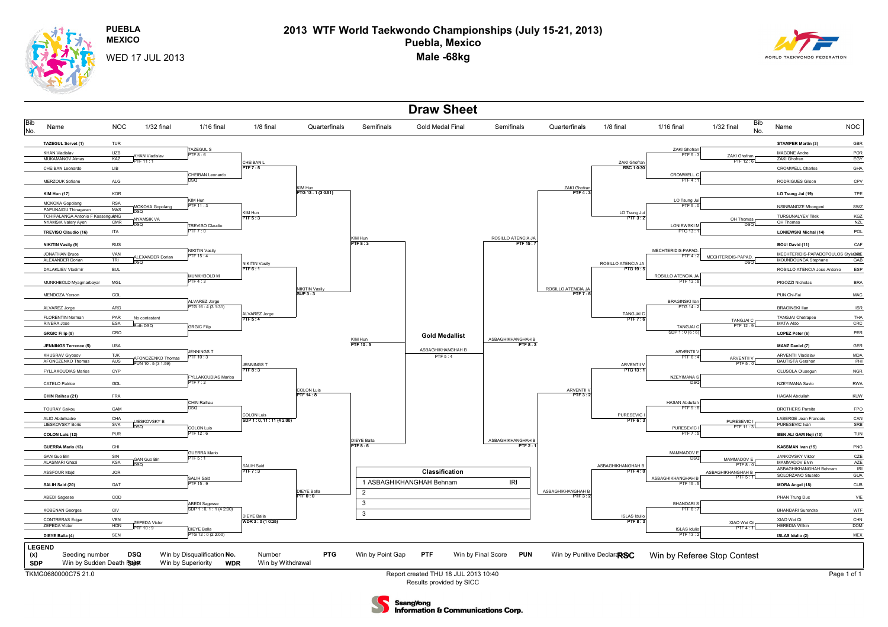# 2013 WTF World Taekwondo Championships (July 15-21, 2013)

## Puebla, Mexico

## Male -68kg

PUEBLA MEXICO

WED 17 JUL 2013

## Draw Sheet

### Left half (top to bottom)

| Bib No. | Name | NOC |
|---|---|---|
| | TAZEGUL Servet (1) | TUR |
| | KHAN Vladislav | UZB |
| | MUKAMANOV Almas | KAZ |
| | CHEIBAN Leonardo | LIB |
| | MERZOUK Sofiane | ALG |
| | KIM Hun (17) | KOR |
| | MOKOKA Gopolang | RSA |
| | PAPUNAIDU Thinagaran | MAS |
| | TCHIPALANGA Antonio F Kossengue | ANG |
| | NYAMSIK Valery Ayen | CMR |
| | TREVISO Claudio (16) | ITA |
| | NIKITIN Vasily (9) | RUS |
| | JONATHAN Bruce | VAN |
| | ALEXANDER Dorian | TRI |
| | DALAKLIEV Vladimir | BUL |
| | MUNKHBOLD Myagmarbayar | MGL |
| | MENDOZA Yerson | COL |
| | ALVAREZ Jorge | ARG |
| | FLORENTIN Norman | PAR |
| | RIVERA Jose | ESA |
| | GRGIC Filip (8) | CRO |
| | JENNINGS Terrence (5) | USA |
| | KHUSRAV Giyosov | TJK |
| | AFONCZENKO Thomas | AUS |
| | FYLLAKOUDIAS Marios | CYP |
| | CATELO Patrice | GDL |
| | CHIN Raihau (21) | FRA |
| | TOURAY Saikou | GAM |
| | ALIO Abdelkadre | CHA |
| | LIESKOVSKY Boris | SVK |
| | COLON Luis (12) | PUR |
| | GUERRA Mario (13) | CHI |
| | GAN Guo Bin | SIN |
| | ALASMARI Ghazi | KSA |
| | ASSFOUR Majd | JOR |
| | SALIH Said (20) | QAT |
| | ABEDI Sagesse | COD |
| | KOBENAN Georges | CIV |
| | CONTRERAS Edgar | VEN |
| | ZEPEDA Victor | HON |
| | DIEYE Balla (4) | SEN |

**1/32 final:** KHAN Vladislav PTF 11 : 1; MOKOKA Gopolang DSQ; NYAMSIK VA DSQ; ALEXANDER Dorian DSQ; No contestant / Both DSQ; AFONCZENKO Thomas PUN 10 : 5 (3 1:59); LIESKOVSKY B DSQ; GAN Guo Bin DSQ; ZEPEDA Victor PTF 10 : 9

**1/16 final:** TAZEGUL S PTF 8 : 6; CHEIBAN Leonardo DSQ; KIM Hun PTF 11 : 3; TREVISO Claudio PTF 7 : 0; NIKITIN Vasily PTF 15 : 4; MUNKHBOLD M PTF 4 : 3; ALVAREZ Jorge PTG 16 : 4 (3 1:31); GRGIC Filip; JENNINGS T PTF 10 : 3; FYLLAKOUDIAS Marios PTF 7 : 2; CHIN Raihau DSQ; COLON Luis PTF 12 : 6; GUERRA Mario PTF 5 : 1; SALIH Said PTF 15 : 9; ABEDI Sagesse SDP 1 : 0, 1 : 1 (4 2:00); DIEYE Balla PTG 12 : 0 (2 2:00)

**1/8 final:** CHEIBAN L PTF 7 : 5; KIM Hun PTF 5 : 3; NIKITIN Vasily PTF 6 : 1; ALVAREZ Jorge PTF 5 : 4; JENNINGS T PTF 8 : 3; COLON Luis SDP 1 : 0, 11 : 11 (4 2:00); SALIH Said PTF 7 : 3; DIEYE Balla WDR 3 : 0 (1 0:25)

**Quarterfinals:** KIM Hun PTG 13 : 1 (3 0:51); NIKITIN Vasily SUP 3 : 3; COLON Luis PTF 14 : 8; DIEYE Balla PTF 0 : 0

**Semifinals:** KIM Hun PTF 8 : 3; DIEYE Balla PTF 8 : 6

**Final (left):** KIM Hun PTF 10 : 5

### Right half (top to bottom)

| Bib No. | Name | NOC |
|---|---|---|
| | STAMPER Martin (3) | GBR |
| | MAGONE Andre | POR |
| | ZAKI Ghofran | EGY |
| | CROMWELL Charles | GHA |
| | RODRIGUES Gilson | CPV |
| | LO Tsung Jui (19) | TPE |
| | NSINBANDZE Mbongeni | SWZ |
| | TURSUNALYEV Tilek | KGZ |
| | OH Thomas | NZL |
| | LONIEWSKI Michal (14) | POL |
| | BOUI David (11) | CAF |
| | MECHTERIDIS-PAPADOPOULOS Stylianos | GRE |
| | MOUNDOUNGA Stephane | GAB |
| | ROSILLO ATENCIA Jose Antonio | ESP |
| | PIGOZZI Nicholas | BRA |
| | PUN Chi-Fai | MAC |
| | BRAGINSKI Ilan | ISR |
| | TANGJAI Chetrapee | THA |
| | MATA Aldo | CRC |
| | LOPEZ Peter (6) | PER |
| | MANZ Daniel (7) | GER |
| | ARVENTII Vladislav | MDA |
| | BAUTISTA Gershon | PHI |
| | OLUSOLA Olusegun | NGR |
| | NZEYIMANA Savio | RWA |
| | HASAN Abdullah | KUW |
| | BROTHERS Paraita | FPO |
| | LABERGE Jean Francois | CAN |
| | PURESEVIC Ivan | SRB |
| | BEN ALI GAM Neji (10) | TUN |
| | KASSMAN Ivan (15) | PNG |
| | JANKOVSKY Viktor | CZE |
| | MAMMADOV Elvin | AZE |
| | ASBAGHIKHANGHAH Behnam | IRI |
| | SOLORZANO Stuardo | GUA |
| | MORA Angel (18) | CUB |
| | PHAN Trung Duc | VIE |
| | BHANDARI Surendra | WTF |
| | XIAO Wei Qi | CHN |
| | HEREDIA Wilkin | DOM |
| | ISLAS Idulio (2) | MEX |

**1/32 final:** ZAKI Ghofran PTF 12 : 6; OH Thomas DSQ; MECHTERIDIS-PAPAD. DSQ; TANGJAI C PTF 12 : 9; ARVENTII V PTF 5 : 0; PURESEVIC I PTF 11 : 3; MAMMADOV E PTF 8 : 0; ASBAGHIKHANGHAH B PTF 5 : 1; XIAO Wei Qi PTF 4 : 1

**1/16 final:** ZAKI Ghofran PTF 5 : 3; CROMWELL C PTF 4 : 1; LO Tsung Jui PTF 5 : 0; LONIEWSKI M PTG 13 : 1; MECHTERIDIS-PAPAD. PTF 4 : 2; ROSILLO ATENCIA JA PTF 13 : 8; BRAGINSKI Ilan PTG 14 : 2; TANGJAI C SDP 1 : 0 (6 : 8); ARVENTII V PTF 6 : 4; NZEYIMANA S DSQ; HASAN Abdullah PTF 9 : 8; PURESEVIC I PTF 7 : 5; MAMMADOV E DSQ; ASBAGHIKHANGHAH B PTF 15 : 5; BHANDARI S PTF 8 : 7; ISLAS Idulio PTF 13 : 2

**1/8 final:** ZAKI Ghofran RSC 1 0:30; LO Tsung Jui PTF 3 : 2; ROSILLO ATENCIA JA PTG 19 : 5; TANGJAI C PTF 7 : 6; ARVENTII V PTG 13 : 1; PURESEVIC I PTF 6 : 3; ASBAGHIKHANGHAH B PTF 4 : 0; ISLAS Idulio PTF 8 : 3

**Quarterfinals:** ZAKI Ghofran PTF 4 : 3; ROSILLO ATENCIA JA PTF 7 : 6; ARVENTII V PTF 3 : 2; ASBAGHIKHANGHAH B PTF 3 : 2

**Semifinals:** ROSILLO ATENCIA JA PTF 15 : 7; ASBAGHIKHANGHAH B PTF 2 : 1

**Final (right):** ASBAGHIKHANGHAH B PTF 8 : 3

### Gold Medallist

ASBAGHIKHANGHAH B PTF 5 : 4

### Classification

| | | |
|---|---|---|
| 1 | ASBAGHIKHANGHAH Behnam | IRI |
| 2 | | |
| 3 | | |
| 3 | | |

### LEGEND

| | | | | | | | |
|---|---|---|---|---|---|---|---|
| (x) | Seeding number | DSQ | Win by Disqualification | No. | Number | PTG | Win by Point Gap |
| PTF | Win by Final Score | PUN | Win by Punitive Declaration | RSC | Win by Referee Stop Contest | | |
| SDP | Win by Sudden Death Point | SUP | Win by Superiority | WDR | Win by Withdrawal | | |

TKMG0680000C75 21.0

Report created THU 18 JUL 2013 10:40
Results provided by SICC

SsangYong Information & Communications Corp.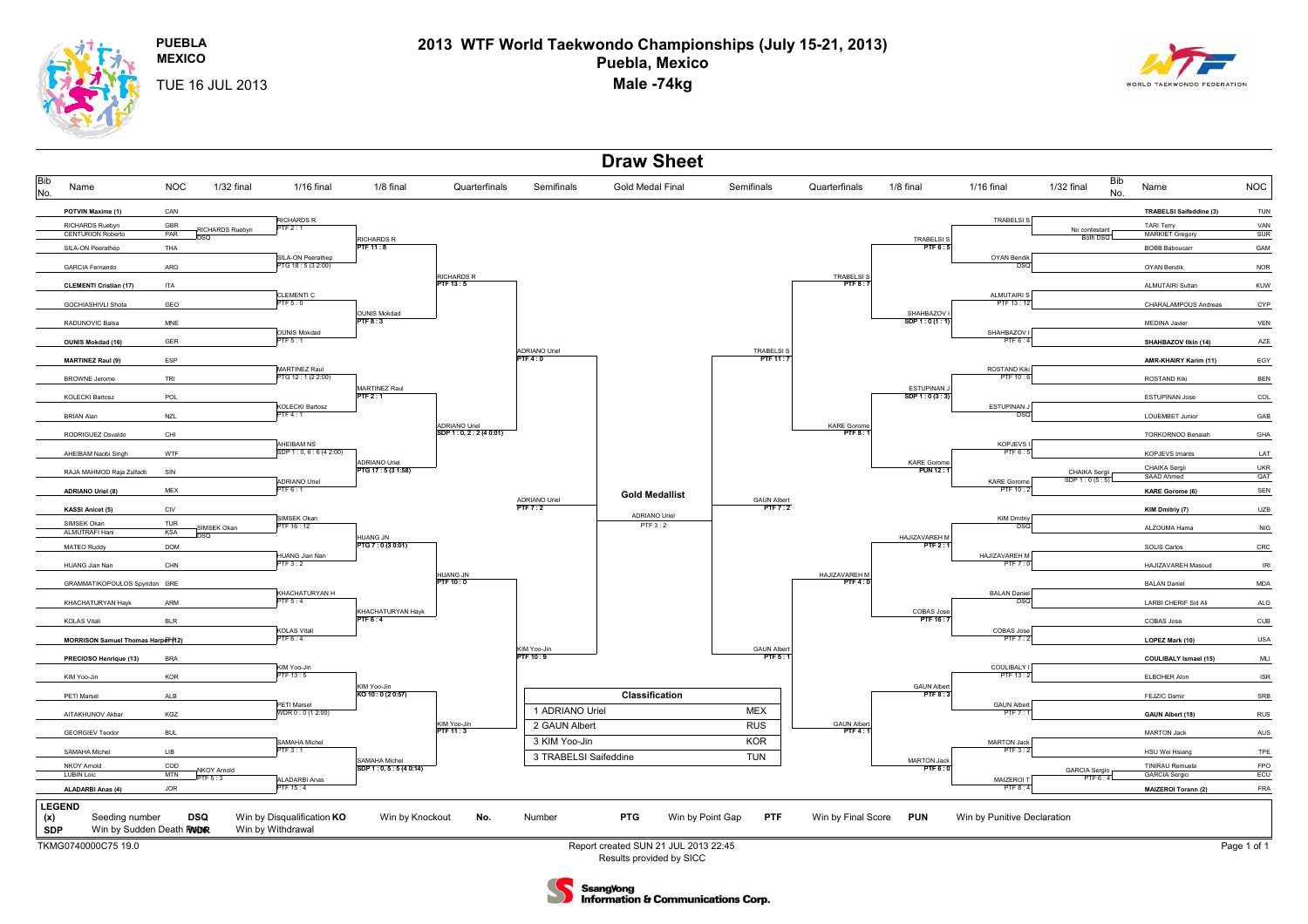# 2013 WTF World Taekwondo Championships (July 15-21, 2013)

## Puebla, Mexico

## Male -74kg

PUEBLA MEXICO

TUE 16 JUL 2013

## Draw Sheet

### Left half of draw

| Bib No. | Name | NOC | 1/32 final | 1/16 final | 1/8 final | Quarterfinals | Semifinals |
|---|---|---|---|---|---|---|---|
| | POTVIN Maxime (1) | CAN | | RICHARDS R PTF 2 : 1 | RICHARDS R PTF 11 : 8 | RICHARDS R PTF 13 : 5 | ADRIANO Uriel PTF 4 : 0 |
| | RICHARDS Ruebyn | GBR | RICHARDS Ruebyn DSQ | | | | |
| | CENTURION Roberto | PAR | | | | | |
| | SILA-ON Peerathep | THA | | SILA-ON Peerathep PTG 18 : 5 (3 2:00) | | | |
| | GARCIA Fernando | ARG | | | | | |
| | CLEMENTI Cristian (17) | ITA | | CLEMENTI C PTF 5 : 0 | OUNIS Mokdad PTF 8 : 3 | | |
| | GOCHIASHIVLI Shota | GEO | | | | | |
| | RADUNOVIC Balsa | MNE | | OUNIS Mokdad PTF 5 : 1 | | | |
| | OUNIS Mokdad (16) | GER | | | | | |
| | MARTINEZ Raul (9) | ESP | | MARTINEZ Raul PTG 12 : 1 (2 2:00) | MARTINEZ Raul PTF 2 : 1 | ADRIANO Uriel SDP 1 : 0, 2 : 2 (4 0:01) | |
| | BROWNE Jerome | TRI | | | | | |
| | KOLECKI Bartosz | POL | | KOLECKI Bartosz PTF 4 : 1 | | | |
| | BRIAN Alan | NZL | | | | | |
| | RODRIGUEZ Osvaldo | CHI | | AHEIBAM NS SDP 1 : 0, 6 : 6 (4 2:00) | ADRIANO Uriel PTG 17 : 5 (3 1:58) | | |
| | AHEIBAM Naobi Singh | WTF | | | | | |
| | RAJA MAHMOD Raja Zulfadli | SIN | | ADRIANO Uriel PTF 6 : 1 | | | |
| | ADRIANO Uriel (8) | MEX | | | | | |
| | KASSI Anicet (5) | CIV | | SIMSEK Okan PTF 16 : 12 | HUANG JN PTG 7 : 0 (3 0:01) | HUANG JN PTF 10 : 0 | KIM Yoo-Jin PTF 10 : 9 |
| | SIMSEK Okan | TUR | SIMSEK Okan DSQ | | | | |
| | ALMUTRAFI Hani | KSA | | | | | |
| | MATEO Ruddy | DOM | | HUANG Jian Nan PTF 3 : 2 | | | |
| | HUANG Jian Nan | CHN | | | | | |
| | GRAMMATIKOPOULOS Spyridon | GRE | | KHACHATURYAN H PTF 5 : 4 | KHACHATURYAN Hayk PTF 6 : 4 | | |
| | KHACHATURYAN Hayk | ARM | | | | | |
| | KOLAS Vitali | BLR | | KOLAS Vitali PTF 6 : 4 | | | |
| | MORRISON Samuel Thomas Harper (12) | USA | | | | | |
| | PRECIOSO Henrique (13) | BRA | | KIM Yoo-Jin PTF 13 : 5 | KIM Yoo-Jin KO 10 : 0 (2 0:57) | KIM Yoo-Jin PTF 11 : 3 | |
| | KIM Yoo-Jin | KOR | | | | | |
| | PETI Marsel | ALB | | PETI Marsel WDR 0 : 0 (1 2:00) | | | |
| | AITAKHUNOV Akbar | KGZ | | | | | |
| | GEORGIEV Teodor | BUL | | SAMAHA Michel PTF 3 : 1 | SAMAHA Michel SDP 1 : 0, 5 : 5 (4 0:14) | | |
| | SAMAHA Michel | LIB | | | | | |
| | NKOY Arnold | COD | NKOY Arnold PTF 5 : 3 | | | | |
| | LUBIN Loic | MTN | | | | | |
| | ALADARBI Anas (4) | JOR | | ALADARBI Anas PTF 15 : 4 | | | |

### Gold Medal Final

Semifinal (left): ADRIANO Uriel PTF 7 : 2

Semifinal (right): GAUN Albert PTF 7 : 2

**Gold Medallist**: ADRIANO Uriel PTF 3 : 2

### Right half of draw

| Semifinals | Quarterfinals | 1/8 final | 1/16 final | 1/32 final | Bib No. | Name | NOC |
|---|---|---|---|---|---|---|---|
| TRABELSI S PTF 11 : 7 | TRABELSI S PTF 8 : 7 | TRABELSI S PTF 6 : 5 | TRABELSI S | | | TRABELSI Saifeddine (3) | TUN |
| | | | | No contestant Both DSQ | | TARI Terry | VAN |
| | | | | | | MARKIET Gregory | SUR |
| | | | OYAN Bendik DSQ | | | BOBB Baboucarr | GAM |
| | | | | | | OYAN Bendik | NOR |
| | | SHAHBAZOV I SDP 1 : 0 (1 : 1) | ALMUTAIRI S PTF 13 : 12 | | | ALMUTAIRI Sultan | KUW |
| | | | | | | CHARALAMPOUS Andreas | CYP |
| | | | SHAHBAZOV I PTF 6 : 4 | | | MEDINA Javier | VEN |
| | | | | | | SHAHBAZOV Ilkin (14) | AZE |
| | KARE Gorome PTF 8 : 1 | ESTUPINAN J SDP 1 : 0 (3 : 3) | ROSTAND Kiki PTF 10 : 6 | | | AMR-KHAIRY Karim (11) | EGY |
| | | | | | | ROSTAND Kiki | BEN |
| | | | ESTUPINAN J DSQ | | | ESTUPINAN Jose | COL |
| | | | | | | LOUEMBET Junior | GAB |
| | | KARE Gorome PUN 12 : 1 | KOPJEVS I PTF 6 : 5 | | | TORKORNOO Benaiah | GHA |
| | | | | | | KOPJEVS Imants | LAT |
| | | | KARE Gorome PTF 10 : 2 | CHAIKA Sergii SDP 1 : 0 (5 : 5) | | CHAIKA Sergii | UKR |
| | | | | | | SAAD Ahmed | QAT |
| | | | | | | KARE Gorome (6) | SEN |
| GAUN Albert PTF 5 : 1 | HAJIZAVAREH M PTF 4 : 0 | HAJIZAVAREH M PTF 2 : 1 | KIM Dmitriy DSQ | | | KIM Dmitriy (7) | UZB |
| | | | | | | ALZOUMA Hama | NIG |
| | | | HAJIZAVAREH M PTF 7 : 0 | | | SOLIS Carlos | CRC |
| | | | | | | HAJIZAVAREH Masoud | IRI |
| | | COBAS Jose PTF 16 : 7 | BALAN Daniel DSQ | | | BALAN Daniel | MDA |
| | | | | | | LARBI CHERIF Sid Ali | ALG |
| | | | COBAS Jose PTF 7 : 2 | | | COBAS Jose | CUB |
| | | | | | | LOPEZ Mark (10) | USA |
| | GAUN Albert PTF 4 : 1 | GAUN Albert PTF 8 : 3 | COULIBALY I PTF 13 : 2 | | | COULIBALY Ismael (15) | MLI |
| | | | | | | ELBOHER Alon | ISR |
| | | | GAUN Albert PTF 7 : 1 | | | FEJZIC Damir | SRB |
| | | | | | | GAUN Albert (18) | RUS |
| | | MARTON Jack PTF 6 : 0 | MARTON Jack PTF 3 : 2 | | | MARTON Jack | AUS |
| | | | | | | HSU Wei Hsiang | TPE |
| | | | MAIZEROI T PTF 8 : 4 | GARCIA Sergio PTF 6 : 4 | | TINIRAU Remuela | FPO |
| | | | | | | GARCIA Sergio | ECU |
| | | | | | | MAIZEROI Torann (2) | FRA |

### Classification

| | | |
|---|---|---|
| 1 | ADRIANO Uriel | MEX |
| 2 | GAUN Albert | RUS |
| 3 | KIM Yoo-Jin | KOR |
| 3 | TRABELSI Saifeddine | TUN |

**LEGEND**

| | | | | | | | |
|---|---|---|---|---|---|---|---|
| (x) | Seeding number | DSQ | Win by Disqualification | KO | Win by Knockout | No. | Number |
| PTG | Win by Point Gap | PTF | Win by Final Score | PUN | Win by Punitive Declaration | SDP | Win by Sudden Death Point |
| WDR | Win by Withdrawal | | | | | | |

TKMG0740000C75 19.0

Report created SUN 21 JUL 2013 22:45

Results provided by SICC

SsangYong Information & Communications Corp.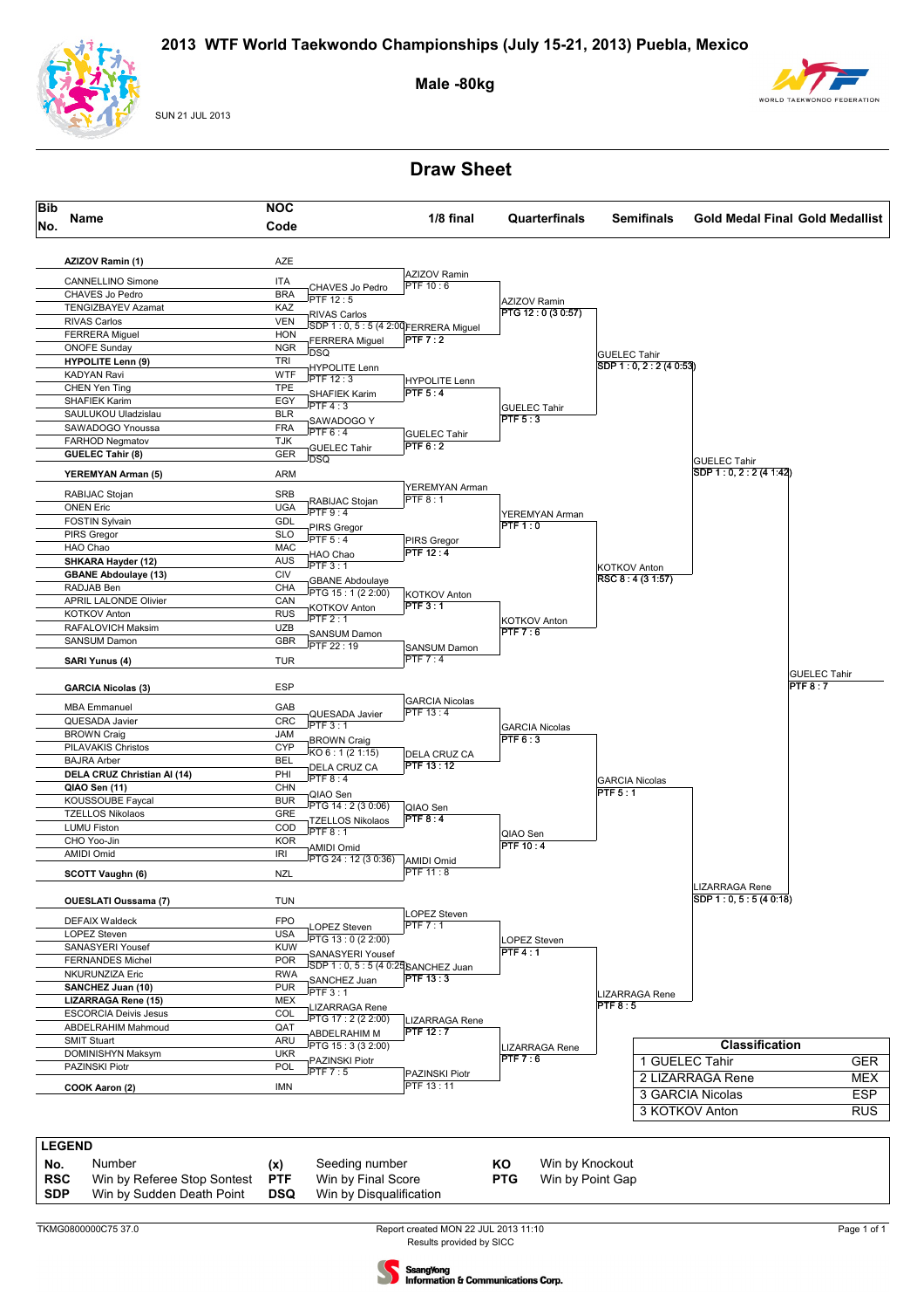# 2013 WTF World Taekwondo Championships (July 15-21, 2013) Puebla, Mexico

**Male -80kg**

SUN 21 JUL 2013

## Draw Sheet

| Bib No. | Name | NOC Code |
|---|---|---|
| | **AZIZOV Ramin (1)** | AZE |
| | CANNELLINO Simone | ITA |
| | CHAVES Jo Pedro | BRA |
| | TENGIZBAYEV Azamat | KAZ |
| | RIVAS Carlos | VEN |
| | FERRERA Miguel | HON |
| | ONOFE Sunday | NGR |
| | **HYPOLITE Lenn (9)** | TRI |
| | KADYAN Ravi | WTF |
| | CHEN Yen Ting | TPE |
| | SHAFIEK Karim | EGY |
| | SAULUKOU Uladzislau | BLR |
| | SAWADOGO Ynoussa | FRA |
| | FARHOD Negmatov | TJK |
| | **GUELEC Tahir (8)** | GER |
| | **YEREMYAN Arman (5)** | ARM |
| | RABIJAC Stojan | SRB |
| | ONEN Eric | UGA |
| | FOSTIN Sylvain | GDL |
| | PIRS Gregor | SLO |
| | HAO Chao | MAC |
| | **SHKARA Hayder (12)** | AUS |
| | **GBANE Abdoulaye (13)** | CIV |
| | RADJAB Ben | CHA |
| | APRIL LALONDE Olivier | CAN |
| | KOTKOV Anton | RUS |
| | RAFALOVICH Maksim | UZB |
| | SANSUM Damon | GBR |
| | **SARI Yunus (4)** | TUR |
| | **GARCIA Nicolas (3)** | ESP |
| | MBA Emmanuel | GAB |
| | QUESADA Javier | CRC |
| | BROWN Craig | JAM |
| | PILAVAKIS Christos | CYP |
| | BAJRA Arber | BEL |
| | **DELA CRUZ Christian Al (14)** | PHI |
| | **QIAO Sen (11)** | CHN |
| | KOUSSOUBE Faycal | BUR |
| | TZELLOS Nikolaos | GRE |
| | LUMU Fiston | COD |
| | CHO Yoo-Jin | KOR |
| | AMIDI Omid | IRI |
| | **SCOTT Vaughn (6)** | NZL |
| | **OUESLATI Oussama (7)** | TUN |
| | DEFAIX Waldeck | FPO |
| | LOPEZ Steven | USA |
| | SANASYERI Yousef | KUW |
| | FERNANDES Michel | POR |
| | NKURUNZIZA Eric | RWA |
| | **SANCHEZ Juan (10)** | PUR |
| | **LIZARRAGA Rene (15)** | MEX |
| | ESCORCIA Deivis Jesus | COL |
| | ABDELRAHIM Mahmoud | QAT |
| | SMIT Stuart | ARU |
| | DOMINISHYN Maksym | UKR |
| | PAZINSKI Piotr | POL |
| | **COOK Aaron (2)** | IMN |

### First round

- CHAVES Jo Pedro — PTF 12 : 5
- RIVAS Carlos — SDP 1 : 0, 5 : 5 (4 2:00)
- FERRERA Miguel — DSQ
- HYPOLITE Lenn — PTF 12 : 3
- SHAFIEK Karim — PTF 4 : 3
- SAWADOGO Y — PTF 6 : 4
- GUELEC Tahir — DSQ
- RABIJAC Stojan — PTF 9 : 4
- PIRS Gregor — PTF 5 : 4
- HAO Chao — PTF 3 : 1
- GBANE Abdoulaye — PTG 15 : 1 (2 2:00)
- KOTKOV Anton — PTF 2 : 1
- SANSUM Damon — PTF 22 : 19
- QUESADA Javier — PTF 3 : 1
- BROWN Craig — KO 6 : 1 (2 1:15)
- DELA CRUZ CA — PTF 8 : 4
- QIAO Sen — PTG 14 : 2 (3 0:06)
- TZELLOS Nikolaos — PTF 8 : 1
- AMIDI Omid — PTG 24 : 12 (3 0:36)
- LOPEZ Steven — PTG 13 : 0 (2 2:00)
- SANASYERI Yousef — SDP 1 : 0, 5 : 5 (4 0:25)
- SANCHEZ Juan — PTF 3 : 1
- LIZARRAGA Rene — PTG 17 : 2 (2 2:00)
- ABDELRAHIM M — PTG 15 : 3 (3 2:00)
- PAZINSKI Piotr — PTF 7 : 5

### 1/8 final

- AZIZOV Ramin — PTF 10 : 6
- FERRERA Miguel — PTF 7 : 2
- HYPOLITE Lenn — PTF 5 : 4
- GUELEC Tahir — PTF 6 : 2
- YEREMYAN Arman — PTF 8 : 1
- PIRS Gregor — PTF 12 : 4
- KOTKOV Anton — PTF 3 : 1
- SANSUM Damon — PTF 7 : 4
- GARCIA Nicolas — PTF 13 : 4
- DELA CRUZ CA — PTF 13 : 12
- QIAO Sen — PTF 8 : 4
- AMIDI Omid — PTF 11 : 8
- LOPEZ Steven — PTF 7 : 1
- SANCHEZ Juan — PTF 13 : 3
- LIZARRAGA Rene — PTF 12 : 7
- PAZINSKI Piotr — PTF 13 : 11

### Quarterfinals

- AZIZOV Ramin — PTG 12 : 0 (3 0:57)
- GUELEC Tahir — PTF 5 : 3
- YEREMYAN Arman — PTF 1 : 0
- KOTKOV Anton — PTF 7 : 6
- GARCIA Nicolas — PTF 6 : 3
- QIAO Sen — PTF 10 : 4
- LOPEZ Steven — PTF 4 : 1
- LIZARRAGA Rene — PTF 7 : 6

### Semifinals

- GUELEC Tahir — SDP 1 : 0, 2 : 2 (4 0:53)
- KOTKOV Anton — RSC 8 : 4 (3 1:57)
- GARCIA Nicolas — PTF 5 : 1
- LIZARRAGA Rene — PTF 8 : 5

### Gold Medal Final

- GUELEC Tahir — SDP 1 : 0, 2 : 2 (4 1:42)
- LIZARRAGA Rene — SDP 1 : 0, 5 : 5 (4 0:18)

### Gold Medallist

- GUELEC Tahir — PTF 8 : 7

### Classification

| Rank | Name | NOC |
|---|---|---|
| 1 | GUELEC Tahir | GER |
| 2 | LIZARRAGA Rene | MEX |
| 3 | GARCIA Nicolas | ESP |
| 3 | KOTKOV Anton | RUS |

### LEGEND

| | | | | | |
|---|---|---|---|---|---|
| **No.** | Number | **(x)** | Seeding number | **KO** | Win by Knockout |
| **RSC** | Win by Referee Stop Sontest | **PTF** | Win by Final Score | **PTG** | Win by Point Gap |
| **SDP** | Win by Sudden Death Point | **DSQ** | Win by Disqualification | | |

TKMG0800000C75 37.0

Report created MON 22 JUL 2013 11:10
Results provided by SICC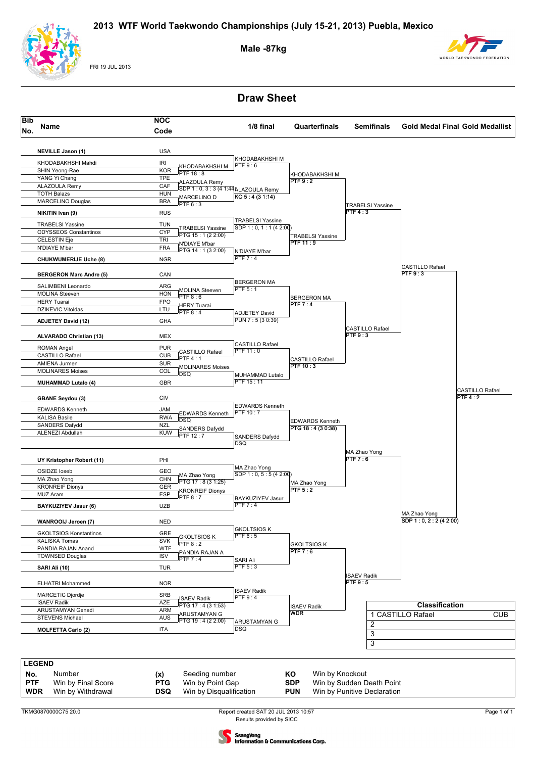# 2013 WTF World Taekwondo Championships (July 15-21, 2013) Puebla, Mexico

## Male -87kg

FRI 19 JUL 2013

## Draw Sheet

| Bib No. | Name | NOC Code |
|---|---|---|
| | **NEVILLE Jason (1)** | USA |
| | KHODABAKHSHI Mahdi | IRI |
| | SHIN Yeong-Rae | KOR |
| | YANG Yi Chang | TPE |
| | ALAZOULA Remy | CAF |
| | TOTH Balazs | HUN |
| | MARCELINO Douglas | BRA |
| | **NIKITIN Ivan (9)** | RUS |
| | TRABELSI Yassine | TUN |
| | ODYSSEOS Constantinos | CYP |
| | CELESTIN Eje | TRI |
| | N'DIAYE M'bar | FRA |
| | **CHUKWUMERIJE Uche (8)** | NGR |
| | **BERGERON Marc Andre (5)** | CAN |
| | SALIMBENI Leonardo | ARG |
| | MOLINA Steeven | HON |
| | HERY Tuarai | FPO |
| | DZIKEVIC Vitoldas | LTU |
| | **ADJETEY David (12)** | GHA |
| | **ALVARADO Christian (13)** | MEX |
| | ROMAN Angel | PUR |
| | CASTILLO Rafael | CUB |
| | AMIENA Jurmen | SUR |
| | MOLINARES Moises | COL |
| | **MUHAMMAD Lutalo (4)** | GBR |
| | **GBANE Seydou (3)** | CIV |
| | EDWARDS Kenneth | JAM |
| | KALISA Basile | RWA |
| | SANDERS Dafydd | NZL |
| | ALENEZI Abdullah | KUW |
| | **UY Kristopher Robert (11)** | PHI |
| | OSIDZE Ioseb | GEO |
| | MA Zhao Yong | CHN |
| | KRONREIF Dionys | GER |
| | MUZ Aram | ESP |
| | **BAYKUZIYEV Jasur (6)** | UZB |
| | **WANROOIJ Jeroen (7)** | NED |
| | GKOLTSIOS Konstantinos | GRE |
| | KALISKA Tomas | SVK |
| | PANDIA RAJAN Anand | WTF |
| | TOWNSED Douglas | ISV |
| | **SARI Ali (10)** | TUR |
| | ELHATRI Mohammed | NOR |
| | MARCETIC Djordje | SRB |
| | ISAEV Radik | AZE |
| | ARUSTAMYAN Genadi | ARM |
| | STEVENS Michael | AUS |
| | **MOLFETTA Carlo (2)** | ITA |

### Preliminary round

- KHODABAKHSHI M — PTF 18 : 8
- ALAZOULA Remy — SDP 1 : 0, 3 : 3 (4 1:44)
- MARCELINO D — PTF 6 : 3
- TRABELSI Yassine — PTG 15 : 1 (2 2:00)
- N'DIAYE M'bar — PTG 14 : 1 (3 2:00)
- MOLINA Steeven — PTF 8 : 6
- HERY Tuarai — PTF 8 : 4
- CASTILLO Rafael — PTF 4 : 1
- MOLINARES Moises — DSQ
- EDWARDS Kenneth — DSQ
- SANDERS Dafydd — PTF 12 : 7
- MA Zhao Yong — PTG 17 : 8 (3 1:25)
- KRONREIF Dionys — PTF 8 : 7
- GKOLTSIOS K — PTF 8 : 2
- PANDIA RAJAN A — PTF 7 : 4
- ISAEV Radik — PTG 17 : 4 (3 1:53)
- ARUSTAMYAN G — PTG 19 : 4 (2 2:00)

### 1/8 final

- KHODABAKHSHI M — PTF 9 : 6
- ALAZOULA Remy — KO 5 : 4 (3 1:14)
- TRABELSI Yassine — SDP 1 : 0, 1 : 1 (4 2:00)
- N'DIAYE M'bar — PTF 7 : 4
- BERGERON MA — PTF 5 : 1
- ADJETEY David — PUN 7 : 5 (3 0:39)
- CASTILLO Rafael — PTF 11 : 0
- MUHAMMAD Lutalo — PTF 15 : 11
- EDWARDS Kenneth — PTF 10 : 7
- SANDERS Dafydd — DSQ
- MA Zhao Yong — SDP 1 : 0, 5 : 5 (4 2:00)
- BAYKUZIYEV Jasur — PTF 7 : 4
- GKOLTSIOS K — PTF 6 : 5
- SARI Ali — PTF 5 : 3
- ISAEV Radik — PTF 9 : 4
- ARUSTAMYAN G — DSQ

### Quarterfinals

- KHODABAKHSHI M — PTF 9 : 2
- TRABELSI Yassine — PTF 11 : 9
- BERGERON MA — PTF 7 : 4
- CASTILLO Rafael — PTF 10 : 3
- EDWARDS Kenneth — PTG 18 : 4 (3 0:38)
- MA Zhao Yong — PTF 5 : 2
- GKOLTSIOS K — PTF 7 : 6
- ISAEV Radik — WDR

### Semifinals

- TRABELSI Yassine — PTF 4 : 3
- CASTILLO Rafael — PTF 9 : 3
- MA Zhao Yong — PTF 7 : 6
- ISAEV Radik — PTF 9 : 5

### Gold Medal Final

- CASTILLO Rafael — PTF 9 : 3
- MA Zhao Yong — SDP 1 : 0, 2 : 2 (4 2:00)

### Gold Medallist

- CASTILLO Rafael — PTF 4 : 2

### Classification

| Rank | Name | NOC |
|---|---|---|
| 1 | CASTILLO Rafael | CUB |
| 2 | | |
| 3 | | |
| 3 | | |

### LEGEND

| | | | | | |
|---|---|---|---|---|---|
| **No.** | Number | **(x)** | Seeding number | **KO** | Win by Knockout |
| **PTF** | Win by Final Score | **PTG** | Win by Point Gap | **SDP** | Win by Sudden Death Point |
| **WDR** | Win by Withdrawal | **DSQ** | Win by Disqualification | **PUN** | Win by Punitive Declaration |

TKMG0870000C75 20.0

Report created SAT 20 JUL 2013 10:57
Results provided by SICC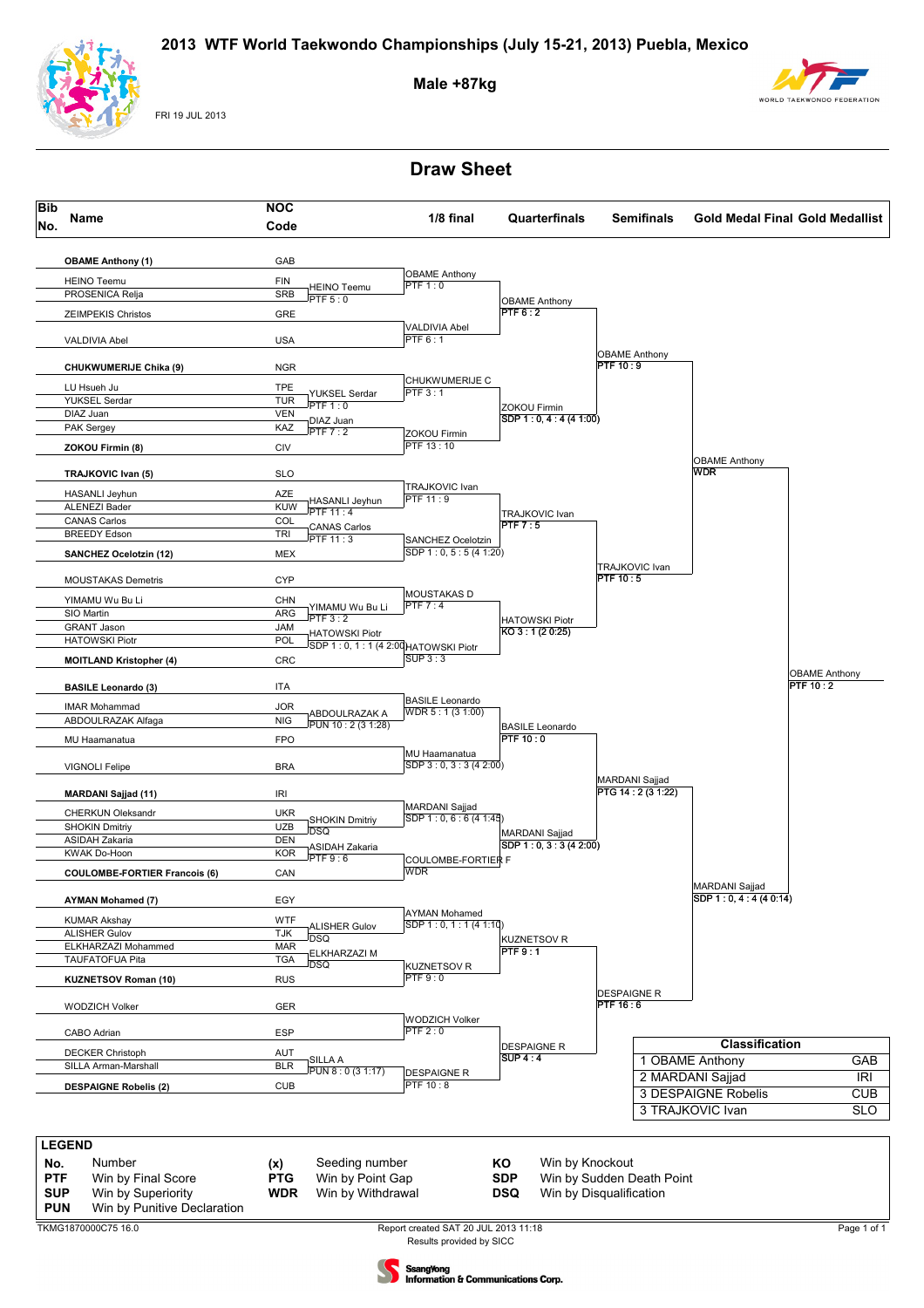# 2013 WTF World Taekwondo Championships (July 15-21, 2013) Puebla, Mexico

## Male +87kg

FRI 19 JUL 2013

## Draw Sheet

| Bib No. | Name | NOC Code |
|---|---|---|
| | **OBAME Anthony (1)** | GAB |
| | HEINO Teemu | FIN |
| | PROSENICA Relja | SRB |
| | ZEIMPEKIS Christos | GRE |
| | VALDIVIA Abel | USA |
| | **CHUKWUMERIJE Chika (9)** | NGR |
| | LU Hsueh Ju | TPE |
| | YUKSEL Serdar | TUR |
| | DIAZ Juan | VEN |
| | PAK Sergey | KAZ |
| | **ZOKOU Firmin (8)** | CIV |
| | **TRAJKOVIC Ivan (5)** | SLO |
| | HASANLI Jeyhun | AZE |
| | ALENEZI Bader | KUW |
| | CANAS Carlos | COL |
| | BREEDY Edson | TRI |
| | **SANCHEZ Ocelotzin (12)** | MEX |
| | MOUSTAKAS Demetris | CYP |
| | YIMAMU Wu Bu Li | CHN |
| | SIO Martin | ARG |
| | GRANT Jason | JAM |
| | HATOWSKI Piotr | POL |
| | **MOITLAND Kristopher (4)** | CRC |
| | **BASILE Leonardo (3)** | ITA |
| | IMAR Mohammad | JOR |
| | ABDOULRAZAK Alfaga | NIG |
| | MU Haamanatua | FPO |
| | VIGNOLI Felipe | BRA |
| | **MARDANI Sajjad (11)** | IRI |
| | CHERKUN Oleksandr | UKR |
| | SHOKIN Dmitriy | UZB |
| | ASIDAH Zakaria | DEN |
| | KWAK Do-Hoon | KOR |
| | **COULOMBE-FORTIER Francois (6)** | CAN |
| | **AYMAN Mohamed (7)** | EGY |
| | KUMAR Akshay | WTF |
| | ALISHER Gulov | TJK |
| | ELKHARZAZI Mohammed | MAR |
| | TAUFATOFUA Pita | TGA |
| | **KUZNETSOV Roman (10)** | RUS |
| | WODZICH Volker | GER |
| | CABO Adrian | ESP |
| | DECKER Christoph | AUT |
| | SILLA Arman-Marshall | BLR |
| | **DESPAIGNE Robelis (2)** | CUB |

### Preliminary round
- HEINO Teemu — PTF 5 : 0
- YUKSEL Serdar — PTF 1 : 0
- DIAZ Juan — PTF 7 : 2
- HASANLI Jeyhun — PTF 11 : 4
- CANAS Carlos — PTF 11 : 3
- YIMAMU Wu Bu Li — PTF 3 : 2
- HATOWSKI Piotr — SDP 1 : 0, 1 : 1 (4 2:00)
- ABDOULRAZAK A — PUN 10 : 2 (3 1:28)
- SHOKIN Dmitriy — DSQ
- ASIDAH Zakaria — PTF 9 : 6
- ALISHER Gulov — DSQ
- ELKHARZAZI M — DSQ
- SILLA A — PUN 8 : 0 (3 1:17)

### 1/8 final
- OBAME Anthony — PTF 1 : 0
- VALDIVIA Abel — PTF 6 : 1
- CHUKWUMERIJE C — PTF 3 : 1
- ZOKOU Firmin — PTF 13 : 10
- TRAJKOVIC Ivan — PTF 11 : 9
- SANCHEZ Ocelotzin — SDP 1 : 0, 5 : 5 (4 1:20)
- MOUSTAKAS D — PTF 7 : 4
- HATOWSKI Piotr — SUP 3 : 3
- BASILE Leonardo — WDR 5 : 1 (3 1:00)
- MU Haamanatua — SDP 3 : 0, 3 : 3 (4 2:00)
- MARDANI Sajjad — SDP 1 : 0, 6 : 6 (4 1:45)
- COULOMBE-FORTIER F — WDR
- AYMAN Mohamed — SDP 1 : 0, 1 : 1 (4 1:10)
- KUZNETSOV R — PTF 9 : 0
- WODZICH Volker — PTF 2 : 0
- DESPAIGNE R — PTF 10 : 8

### Quarterfinals
- OBAME Anthony — PTF 6 : 2
- ZOKOU Firmin — SDP 1 : 0, 4 : 4 (4 1:00)
- TRAJKOVIC Ivan — PTF 7 : 5
- HATOWSKI Piotr — KO 3 : 1 (2 0:25)
- BASILE Leonardo — PTF 10 : 0
- MARDANI Sajjad — SDP 1 : 0, 3 : 3 (4 2:00)
- KUZNETSOV R — PTF 9 : 1
- DESPAIGNE R — SUP 4 : 4

### Semifinals
- OBAME Anthony — PTF 10 : 9
- TRAJKOVIC Ivan — PTF 10 : 5
- MARDANI Sajjad — PTG 14 : 2 (3 1:22)
- DESPAIGNE R — PTF 16 : 6

### Gold Medal Final
- OBAME Anthony — WDR
- MARDANI Sajjad — SDP 1 : 0, 4 : 4 (4 0:14)

### Gold Medallist
- OBAME Anthony — PTF 10 : 2

### Classification

| Rank | Name | NOC |
|---|---|---|
| 1 | OBAME Anthony | GAB |
| 2 | MARDANI Sajjad | IRI |
| 3 | DESPAIGNE Robelis | CUB |
| 3 | TRAJKOVIC Ivan | SLO |

### LEGEND

| | | | | | |
|---|---|---|---|---|---|
| **No.** | Number | **(x)** | Seeding number | **KO** | Win by Knockout |
| **PTF** | Win by Final Score | **PTG** | Win by Point Gap | **SDP** | Win by Sudden Death Point |
| **SUP** | Win by Superiority | **WDR** | Win by Withdrawal | **DSQ** | Win by Disqualification |
| **PUN** | Win by Punitive Declaration | | | | |

TKMG1870000C75 16.0 — Report created SAT 20 JUL 2013 11:18 — Results provided by SICC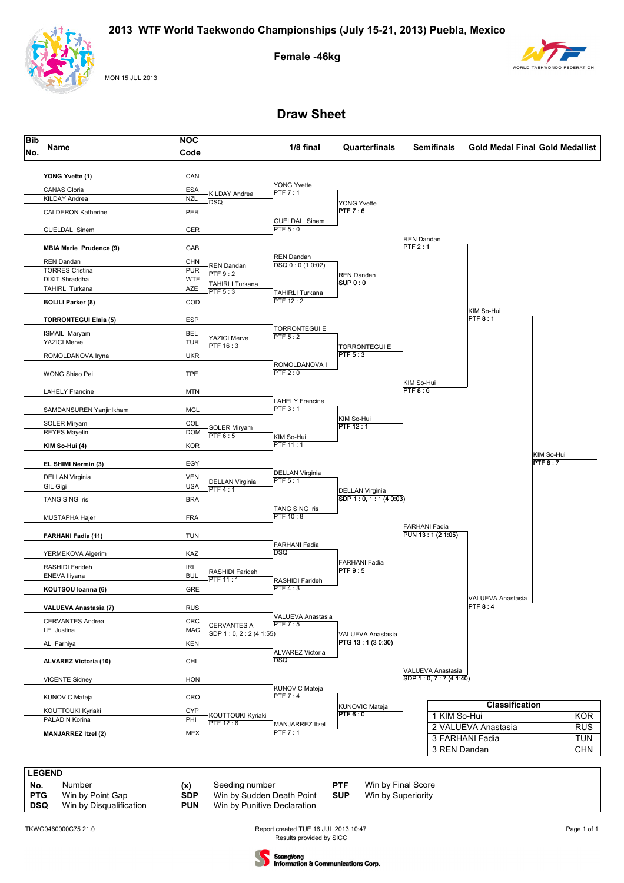# 2013 WTF World Taekwondo Championships (July 15-21, 2013) Puebla, Mexico

## Female -46kg

MON 15 JUL 2013

## Draw Sheet

| Bib No. | Name | NOC Code |
|---|---|---|
| | YONG Yvette (1) | CAN |
| | CANAS Gloria | ESA |
| | KILDAY Andrea | NZL |
| | CALDERON Katherine | PER |
| | GUELDALI Sinem | GER |
| | MBIA Marie Prudence (9) | GAB |
| | REN Dandan | CHN |
| | TORRES Cristina | PUR |
| | DIXIT Shraddha | WTF |
| | TAHIRLI Turkana | AZE |
| | BOLILI Parker (8) | COD |
| | TORRONTEGUI Elaia (5) | ESP |
| | ISMAILI Maryam | BEL |
| | YAZICI Merve | TUR |
| | ROMOLDANOVA Iryna | UKR |
| | WONG Shiao Pei | TPE |
| | LAHELY Francine | MTN |
| | SAMDANSUREN Yanjinlkham | MGL |
| | SOLER Miryam | COL |
| | REYES Mayelin | DOM |
| | KIM So-Hui (4) | KOR |
| | EL SHIMI Nermin (3) | EGY |
| | DELLAN Virginia | VEN |
| | GIL Gigi | USA |
| | TANG SING Iris | BRA |
| | MUSTAPHA Hajer | FRA |
| | FARHANI Fadia (11) | TUN |
| | YERMEKOVA Aigerim | KAZ |
| | RASHIDI Farideh | IRI |
| | ENEVA Iliyana | BUL |
| | KOUTSOU Ioanna (6) | GRE |
| | VALUEVA Anastasia (7) | RUS |
| | CERVANTES Andrea | CRC |
| | LEI Justina | MAC |
| | ALI Farhiya | KEN |
| | ALVAREZ Victoria (10) | CHI |
| | VICENTE Sidney | HON |
| | KUNOVIC Mateja | CRO |
| | KOUTTOUKI Kyriaki | CYP |
| | PALADIN Korina | PHI |
| | MANJARREZ Itzel (2) | MEX |

### Preliminary round

- KILDAY Andrea – DSQ
- REN Dandan – PTF 9 : 2
- TAHIRLI Turkana – PTF 5 : 3
- YAZICI Merve – PTF 16 : 3
- SOLER Miryam – PTF 6 : 5
- DELLAN Virginia – PTF 4 : 1
- RASHIDI Farideh – PTF 11 : 1
- CERVANTES A – SDP 1 : 0, 2 : 2 (4 1:55)
- KOUTTOUKI Kyriaki – PTF 12 : 6

### 1/8 final

- YONG Yvette – PTF 7 : 1
- GUELDALI Sinem – PTF 5 : 0
- REN Dandan – DSQ 0 : 0 (1 0:02)
- TAHIRLI Turkana – PTF 12 : 2
- TORRONTEGUI E – PTF 5 : 2
- ROMOLDANOVA I – PTF 2 : 0
- LAHELY Francine – PTF 3 : 1
- KIM So-Hui – PTF 11 : 1
- DELLAN Virginia – PTF 5 : 1
- TANG SING Iris – PTF 10 : 8
- FARHANI Fadia – DSQ
- RASHIDI Farideh – PTF 4 : 3
- VALUEVA Anastasia – PTF 7 : 5
- ALVAREZ Victoria – DSQ
- KUNOVIC Mateja – PTF 7 : 4
- MANJARREZ Itzel – PTF 7 : 1

### Quarterfinals

- YONG Yvette – PTF 7 : 6
- REN Dandan – SUP 0 : 0
- TORRONTEGUI E – PTF 5 : 3
- KIM So-Hui – PTF 12 : 1
- DELLAN Virginia – SDP 1 : 0, 1 : 1 (4 0:03)
- FARHANI Fadia – PTF 9 : 5
- VALUEVA Anastasia – PTG 13 : 1 (3 0:30)
- KUNOVIC Mateja – PTF 6 : 0

### Semifinals

- REN Dandan – PTF 2 : 1
- KIM So-Hui – PTF 8 : 6
- FARHANI Fadia – PUN 13 : 1 (2 1:05)
- VALUEVA Anastasia – SDP 1 : 0, 7 : 7 (4 1:40)

### Gold Medal Final

- KIM So-Hui – PTF 8 : 1
- VALUEVA Anastasia – PTF 8 : 4

### Gold Medallist

- KIM So-Hui – PTF 8 : 7

### Classification

| Rank | Name | NOC |
|---|---|---|
| 1 | KIM So-Hui | KOR |
| 2 | VALUEVA Anastasia | RUS |
| 3 | FARHANI Fadia | TUN |
| 3 | REN Dandan | CHN |

### LEGEND

| | | | | | |
|---|---|---|---|---|---|
| No. | Number | (x) | Seeding number | PTF | Win by Final Score |
| PTG | Win by Point Gap | SDP | Win by Sudden Death Point | SUP | Win by Superiority |
| DSQ | Win by Disqualification | PUN | Win by Punitive Declaration | | |

TKWG0460000C75 21.0 — Report created TUE 16 JUL 2013 10:47 — Results provided by SICC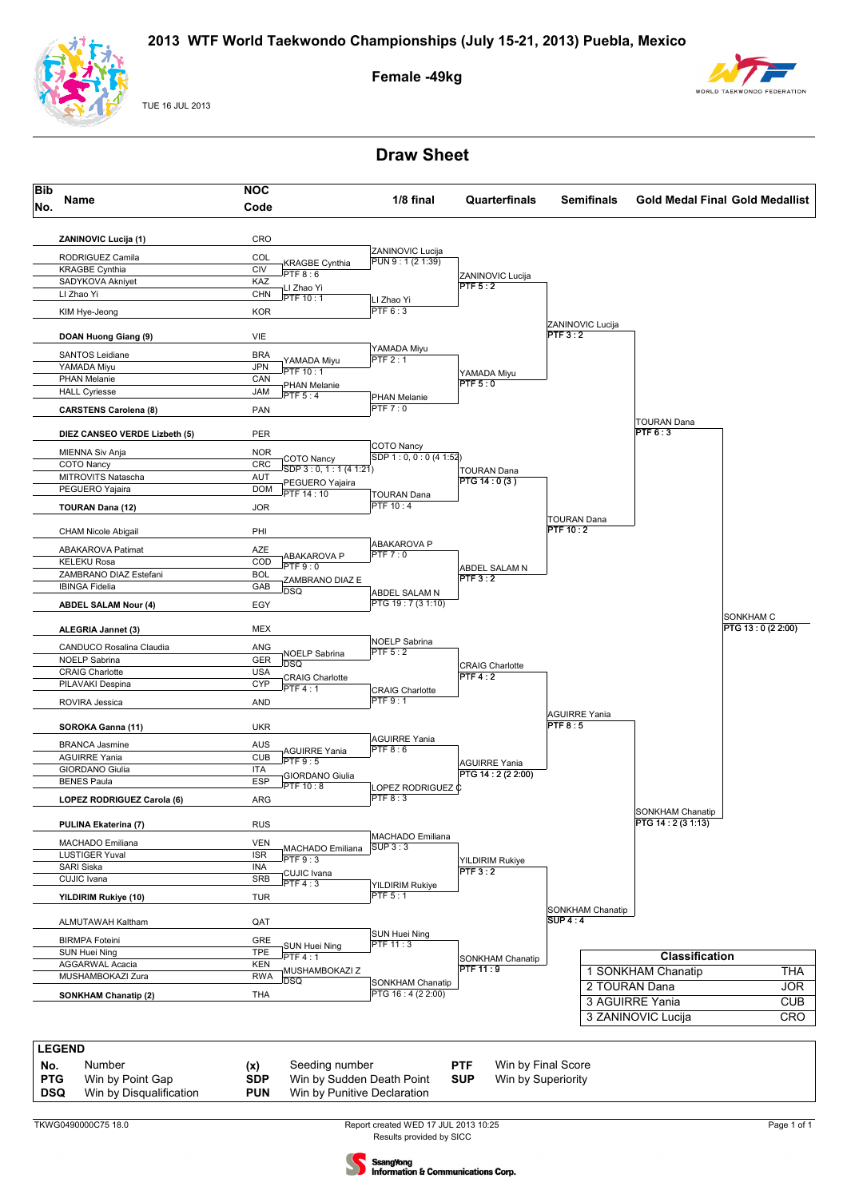# 2013 WTF World Taekwondo Championships (July 15-21, 2013) Puebla, Mexico

## Female -49kg

TUE 16 JUL 2013

## Draw Sheet

| Bib No. | Name | NOC Code |
|---|---|---|
| | ZANINOVIC Lucija (1) | CRO |
| | RODRIGUEZ Camila | COL |
| | KRAGBE Cynthia | CIV |
| | SADYKOVA Akniyet | KAZ |
| | LI Zhao Yi | CHN |
| | KIM Hye-Jeong | KOR |
| | DOAN Huong Giang (9) | VIE |
| | SANTOS Leidiane | BRA |
| | YAMADA Miyu | JPN |
| | PHAN Melanie | CAN |
| | HALL Cyriesse | JAM |
| | CARSTENS Carolena (8) | PAN |
| | DIEZ CANSEO VERDE Lizbeth (5) | PER |
| | MIENNA Siv Anja | NOR |
| | COTO Nancy | CRC |
| | MITROVITS Natascha | AUT |
| | PEGUERO Yajaira | DOM |
| | TOURAN Dana (12) | JOR |
| | CHAM Nicole Abigail | PHI |
| | ABAKAROVA Patimat | AZE |
| | KELEKU Rosa | COD |
| | ZAMBRANO DIAZ Estefani | BOL |
| | IBINGA Fidelia | GAB |
| | ABDEL SALAM Nour (4) | EGY |
| | ALEGRIA Jannet (3) | MEX |
| | CANDUCO Rosalina Claudia | ANG |
| | NOELP Sabrina | GER |
| | CRAIG Charlotte | USA |
| | PILAVAKI Despina | CYP |
| | ROVIRA Jessica | AND |
| | SOROKA Ganna (11) | UKR |
| | BRANCA Jasmine | AUS |
| | AGUIRRE Yania | CUB |
| | GIORDANO Giulia | ITA |
| | BENES Paula | ESP |
| | LOPEZ RODRIGUEZ Carola (6) | ARG |
| | PULINA Ekaterina (7) | RUS |
| | MACHADO Emiliana | VEN |
| | LUSTIGER Yuval | ISR |
| | SARI Siska | INA |
| | CUJIC Ivana | SRB |
| | YILDIRIM Rukiye (10) | TUR |
| | ALMUTAWAH Kaltham | QAT |
| | BIRMPA Foteini | GRE |
| | SUN Huei Ning | TPE |
| | AGGARWAL Acacia | KEN |
| | MUSHAMBOKAZI Zura | RWA |
| | SONKHAM Chanatip (2) | THA |

### Preliminary round

- KRAGBE Cynthia — PTF 8 : 6
- LI Zhao Yi — PTF 10 : 1
- YAMADA Miyu — PTF 10 : 1
- PHAN Melanie — PTF 5 : 4
- COTO Nancy — SDP 3 : 0, 1 : 1 (4 1:21)
- PEGUERO Yajaira — PTF 14 : 10
- ABAKAROVA P — PTF 9 : 0
- ZAMBRANO DIAZ E — DSQ
- NOELP Sabrina — DSQ
- CRAIG Charlotte — PTF 4 : 1
- AGUIRRE Yania — PTF 9 : 5
- GIORDANO Giulia — PTF 10 : 8
- MACHADO Emiliana — PTF 9 : 3
- CUJIC Ivana — PTF 4 : 3
- SUN Huei Ning — PTF 4 : 1
- MUSHAMBOKAZI Z — DSQ

### 1/8 final

- ZANINOVIC Lucija — PUN 9 : 1 (2 1:39)
- LI Zhao Yi — PTF 6 : 3
- YAMADA Miyu — PTF 2 : 1
- PHAN Melanie — PTF 7 : 0
- COTO Nancy — SDP 1 : 0, 0 : 0 (4 1:52)
- TOURAN Dana — PTF 10 : 4
- ABAKAROVA P — PTF 7 : 0
- ABDEL SALAM N — PTG 19 : 7 (3 1:10)
- NOELP Sabrina — PTF 5 : 2
- CRAIG Charlotte — PTF 9 : 1
- AGUIRRE Yania — PTF 8 : 6
- LOPEZ RODRIGUEZ C — PTF 8 : 3
- MACHADO Emiliana — SUP 3 : 3
- YILDIRIM Rukiye — PTF 5 : 1
- SUN Huei Ning — PTF 11 : 3
- SONKHAM Chanatip — PTG 16 : 4 (2 2:00)

### Quarterfinals

- ZANINOVIC Lucija — PTF 5 : 2
- YAMADA Miyu — PTF 5 : 0
- TOURAN Dana — PTG 14 : 0 (3)
- ABDEL SALAM N — PTF 3 : 2
- CRAIG Charlotte — PTF 4 : 2
- AGUIRRE Yania — PTG 14 : 2 (2 2:00)
- YILDIRIM Rukiye — PTF 3 : 2
- SONKHAM Chanatip — PTF 11 : 9

### Semifinals

- ZANINOVIC Lucija — PTF 3 : 2
- TOURAN Dana — PTF 10 : 2
- AGUIRRE Yania — PTF 8 : 5
- SONKHAM Chanatip — SUP 4 : 4

### Gold Medal Final

- TOURAN Dana — PTF 6 : 3
- SONKHAM Chanatip — PTG 14 : 2 (3 1:13)

### Gold Medallist

- SONKHAM C — PTG 13 : 0 (2 2:00)

### Classification

| Classification | | |
|---|---|---|
| 1 | SONKHAM Chanatip | THA |
| 2 | TOURAN Dana | JOR |
| 3 | AGUIRRE Yania | CUB |
| 3 | ZANINOVIC Lucija | CRO |

### LEGEND

| | | | | | |
|---|---|---|---|---|---|
| No. | Number | (x) | Seeding number | PTF | Win by Final Score |
| PTG | Win by Point Gap | SDP | Win by Sudden Death Point | SUP | Win by Superiority |
| DSQ | Win by Disqualification | PUN | Win by Punitive Declaration | | |

TKWG0490000C75 18.0 — Report created WED 17 JUL 2013 10:25 — Results provided by SICC

SsangYong Information & Communications Corp.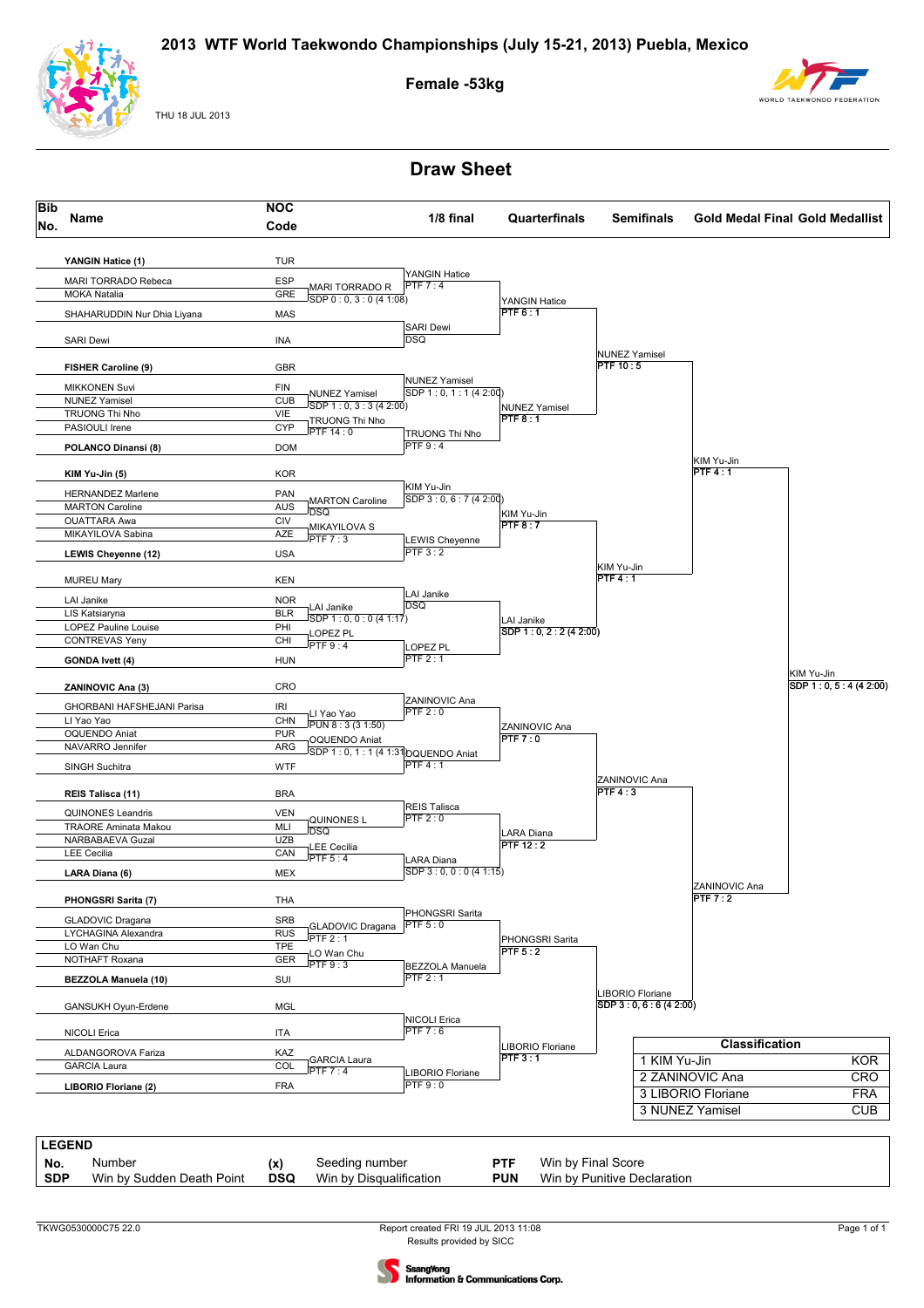# 2013 WTF World Taekwondo Championships (July 15-21, 2013) Puebla, Mexico

## Female -53kg

THU 18 JUL 2013

## Draw Sheet

| Bib No. | Name | NOC Code |
|---|---|---|
| | **YANGIN Hatice (1)** | TUR |
| | MARI TORRADO Rebeca | ESP |
| | MOKA Natalia | GRE |
| | SHAHARUDDIN Nur Dhia Liyana | MAS |
| | SARI Dewi | INA |
| | **FISHER Caroline (9)** | GBR |
| | MIKKONEN Suvi | FIN |
| | NUNEZ Yamisel | CUB |
| | TRUONG Thi Nho | VIE |
| | PASIOULI Irene | CYP |
| | **POLANCO Dinansi (8)** | DOM |
| | **KIM Yu-Jin (5)** | KOR |
| | HERNANDEZ Marlene | PAN |
| | MARTON Caroline | AUS |
| | OUATTARA Awa | CIV |
| | MIKAYILOVA Sabina | AZE |
| | **LEWIS Cheyenne (12)** | USA |
| | MUREU Mary | KEN |
| | LAI Janike | NOR |
| | LIS Katsiaryna | BLR |
| | LOPEZ Pauline Louise | PHI |
| | CONTREVAS Yeny | CHI |
| | **GONDA Ivett (4)** | HUN |
| | **ZANINOVIC Ana (3)** | CRO |
| | GHORBANI HAFSHEJANI Parisa | IRI |
| | LI Yao Yao | CHN |
| | OQUENDO Aniat | PUR |
| | NAVARRO Jennifer | ARG |
| | SINGH Suchitra | WTF |
| | **REIS Talisca (11)** | BRA |
| | QUINONES Leandris | VEN |
| | TRAORE Aminata Makou | MLI |
| | NARBABAEVA Guzal | UZB |
| | LEE Cecilia | CAN |
| | **LARA Diana (6)** | MEX |
| | **PHONGSRI Sarita (7)** | THA |
| | GLADOVIC Dragana | SRB |
| | LYCHAGINA Alexandra | RUS |
| | LO Wan Chu | TPE |
| | NOTHAFT Roxana | GER |
| | **BEZZOLA Manuela (10)** | SUI |
| | GANSUKH Oyun-Erdene | MGL |
| | NICOLI Erica | ITA |
| | ALDANGOROVA Fariza | KAZ |
| | GARCIA Laura | COL |
| | **LIBORIO Floriane (2)** | FRA |

### Preliminary round

| Match | Winner | Result |
|---|---|---|
| MARI TORRADO Rebeca vs MOKA Natalia | MARI TORRADO R | SDP 0 : 0, 3 : 0 (4 1:08) |
| MIKKONEN Suvi vs NUNEZ Yamisel | NUNEZ Yamisel | SDP 1 : 0, 3 : 3 (4 2:00) |
| TRUONG Thi Nho vs PASIOULI Irene | TRUONG Thi Nho | PTF 14 : 0 |
| HERNANDEZ Marlene vs MARTON Caroline | MARTON Caroline | DSQ |
| OUATTARA Awa vs MIKAYILOVA Sabina | MIKAYILOVA S | PTF 7 : 3 |
| LAI Janike vs LIS Katsiaryna | LAI Janike | SDP 1 : 0, 0 : 0 (4 1:17) |
| LOPEZ Pauline Louise vs CONTREVAS Yeny | LOPEZ PL | PTF 9 : 4 |
| GHORBANI HAFSHEJANI Parisa vs LI Yao Yao | LI Yao Yao | PUN 8 : 3 (3 1:50) |
| OQUENDO Aniat vs NAVARRO Jennifer | OQUENDO Aniat | SDP 1 : 0, 1 : 1 (4 1:31) |
| QUINONES Leandris vs TRAORE Aminata Makou | QUINONES L | DSQ |
| NARBABAEVA Guzal vs LEE Cecilia | LEE Cecilia | PTF 5 : 4 |
| GLADOVIC Dragana vs LYCHAGINA Alexandra | GLADOVIC Dragana | PTF 2 : 1 |
| LO Wan Chu vs NOTHAFT Roxana | LO Wan Chu | PTF 9 : 3 |
| ALDANGOROVA Fariza vs GARCIA Laura | GARCIA Laura | PTF 7 : 4 |

### 1/8 final

| Match | Winner | Result |
|---|---|---|
| YANGIN Hatice vs MARI TORRADO R | YANGIN Hatice | PTF 7 : 4 |
| SHAHARUDDIN Nur Dhia Liyana vs SARI Dewi | SARI Dewi | DSQ |
| FISHER Caroline vs NUNEZ Yamisel | NUNEZ Yamisel | SDP 1 : 0, 1 : 1 (4 2:00) |
| TRUONG Thi Nho vs POLANCO Dinansi | TRUONG Thi Nho | PTF 9 : 4 |
| KIM Yu-Jin vs MARTON Caroline | KIM Yu-Jin | SDP 3 : 0, 6 : 7 (4 2:00) |
| MIKAYILOVA S vs LEWIS Cheyenne | LEWIS Cheyenne | PTF 3 : 2 |
| MUREU Mary vs LAI Janike | LAI Janike | DSQ |
| LOPEZ PL vs GONDA Ivett | LOPEZ PL | PTF 2 : 1 |
| ZANINOVIC Ana vs LI Yao Yao | ZANINOVIC Ana | PTF 2 : 0 |
| OQUENDO Aniat vs SINGH Suchitra | OQUENDO Aniat | PTF 4 : 1 |
| REIS Talisca vs QUINONES L | REIS Talisca | PTF 2 : 0 |
| LEE Cecilia vs LARA Diana | LARA Diana | SDP 3 : 0, 0 : 0 (4 1:15) |
| PHONGSRI Sarita vs GLADOVIC Dragana | PHONGSRI Sarita | PTF 5 : 0 |
| LO Wan Chu vs BEZZOLA Manuela | BEZZOLA Manuela | PTF 2 : 1 |
| GANSUKH Oyun-Erdene vs NICOLI Erica | NICOLI Erica | PTF 7 : 6 |
| GARCIA Laura vs LIBORIO Floriane | LIBORIO Floriane | PTF 9 : 0 |

### Quarterfinals

| Match | Winner | Result |
|---|---|---|
| YANGIN Hatice vs SARI Dewi | YANGIN Hatice | PTF 6 : 1 |
| NUNEZ Yamisel vs TRUONG Thi Nho | NUNEZ Yamisel | PTF 8 : 1 |
| KIM Yu-Jin vs LEWIS Cheyenne | KIM Yu-Jin | PTF 8 : 7 |
| LAI Janike vs LOPEZ PL | LAI Janike | SDP 1 : 0, 2 : 2 (4 2:00) |
| ZANINOVIC Ana vs OQUENDO Aniat | ZANINOVIC Ana | PTF 7 : 0 |
| REIS Talisca vs LARA Diana | LARA Diana | PTF 12 : 2 |
| PHONGSRI Sarita vs BEZZOLA Manuela | PHONGSRI Sarita | PTF 5 : 2 |
| NICOLI Erica vs LIBORIO Floriane | LIBORIO Floriane | PTF 3 : 1 |

### Semifinals

| Match | Winner | Result |
|---|---|---|
| YANGIN Hatice vs NUNEZ Yamisel | NUNEZ Yamisel | PTF 10 : 5 |
| KIM Yu-Jin vs LAI Janike | KIM Yu-Jin | PTF 4 : 1 |
| ZANINOVIC Ana vs LARA Diana | ZANINOVIC Ana | PTF 4 : 3 |
| PHONGSRI Sarita vs LIBORIO Floriane | LIBORIO Floriane | SDP 3 : 0, 6 : 6 (4 2:00) |

### Gold Medal Final

| Match | Winner | Result |
|---|---|---|
| NUNEZ Yamisel vs KIM Yu-Jin | KIM Yu-Jin | PTF 4 : 1 |
| ZANINOVIC Ana vs LIBORIO Floriane | ZANINOVIC Ana | PTF 7 : 2 |

### Gold Medallist

| Winner | Result |
|---|---|
| KIM Yu-Jin | SDP 1 : 0, 5 : 4 (4 2:00) |

### Classification

| Rank | Name | NOC |
|---|---|---|
| 1 | KIM Yu-Jin | KOR |
| 2 | ZANINOVIC Ana | CRO |
| 3 | LIBORIO Floriane | FRA |
| 3 | NUNEZ Yamisel | CUB |

### LEGEND

| | | | | | |
|---|---|---|---|---|---|
| **No.** | Number | **(x)** | Seeding number | **PTF** | Win by Final Score |
| **SDP** | Win by Sudden Death Point | **DSQ** | Win by Disqualification | **PUN** | Win by Punitive Declaration |

TKWG0530000C75 22.0

Report created FRI 19 JUL 2013 11:08

Results provided by SICC

SsangYong Information & Communications Corp.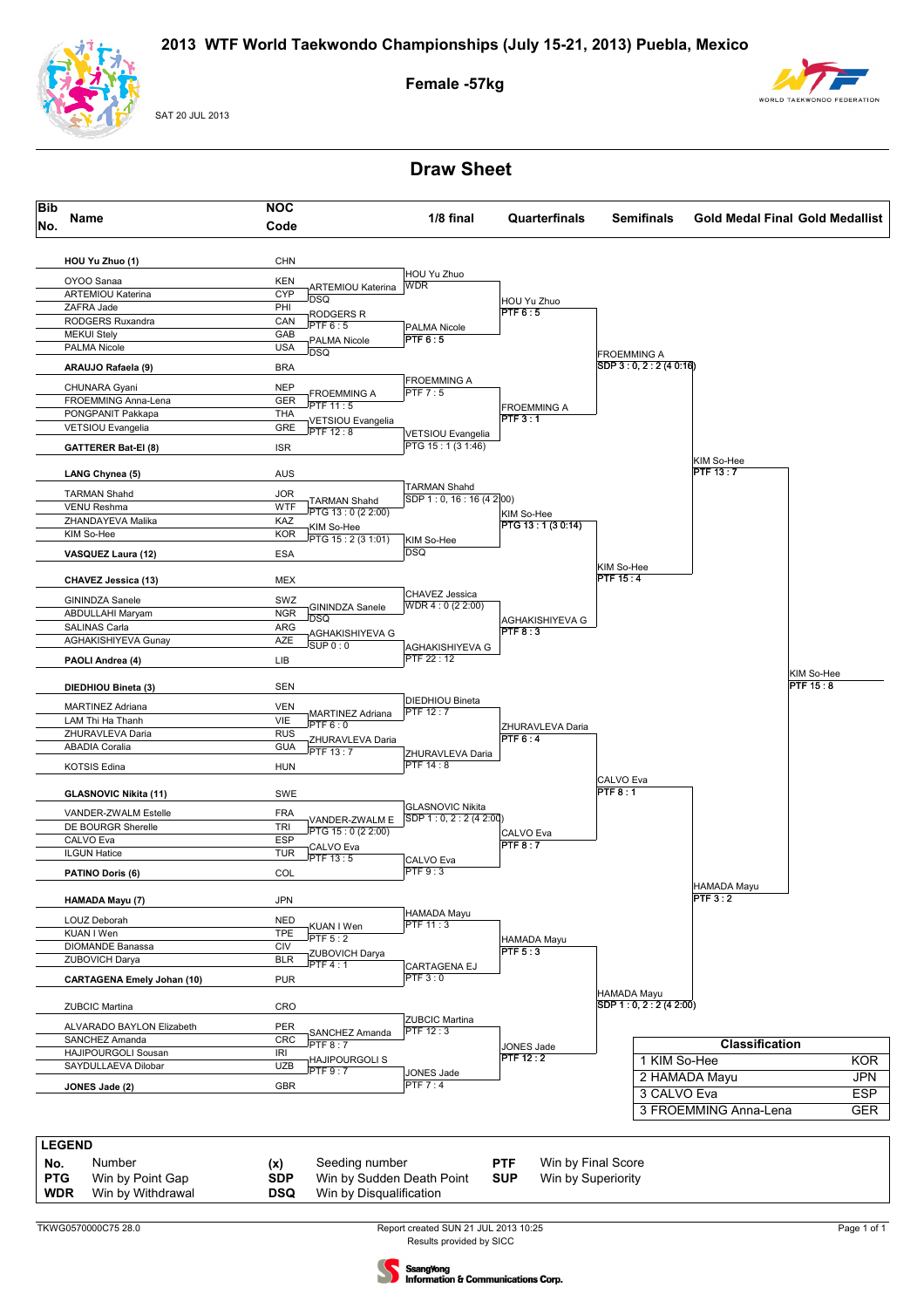# 2013 WTF World Taekwondo Championships (July 15-21, 2013) Puebla, Mexico

## Female -57kg

SAT 20 JUL 2013

## Draw Sheet

| Bib No. | Name | NOC Code |
|---|---|---|
| | HOU Yu Zhuo (1) | CHN |
| | OYOO Sanaa | KEN |
| | ARTEMIOU Katerina | CYP |
| | ZAFRA Jade | PHI |
| | RODGERS Ruxandra | CAN |
| | MEKUI Stely | GAB |
| | PALMA Nicole | USA |
| | ARAUJO Rafaela (9) | BRA |
| | CHUNARA Gyani | NEP |
| | FROEMMING Anna-Lena | GER |
| | PONGPANIT Pakkapa | THA |
| | VETSIOU Evangelia | GRE |
| | GATTERER Bat-El (8) | ISR |
| | LANG Chynea (5) | AUS |
| | TARMAN Shahd | JOR |
| | VENU Reshma | WTF |
| | ZHANDAYEVA Malika | KAZ |
| | KIM So-Hee | KOR |
| | VASQUEZ Laura (12) | ESA |
| | CHAVEZ Jessica (13) | MEX |
| | GININDZA Sanele | SWZ |
| | ABDULLAHI Maryam | NGR |
| | SALINAS Carla | ARG |
| | AGHAKISHIYEVA Gunay | AZE |
| | PAOLI Andrea (4) | LIB |
| | DIEDHIOU Bineta (3) | SEN |
| | MARTINEZ Adriana | VEN |
| | LAM Thi Ha Thanh | VIE |
| | ZHURAVLEVA Daria | RUS |
| | ABADIA Coralia | GUA |
| | KOTSIS Edina | HUN |
| | GLASNOVIC Nikita (11) | SWE |
| | VANDER-ZWALM Estelle | FRA |
| | DE BOURGR Sherelle | TRI |
| | CALVO Eva | ESP |
| | ILGUN Hatice | TUR |
| | PATINO Doris (6) | COL |
| | HAMADA Mayu (7) | JPN |
| | LOUZ Deborah | NED |
| | KUAN I Wen | TPE |
| | DIOMANDE Banassa | CIV |
| | ZUBOVICH Darya | BLR |
| | CARTAGENA Emely Johan (10) | PUR |
| | ZUBCIC Martina | CRO |
| | ALVARADO BAYLON Elizabeth | PER |
| | SANCHEZ Amanda | CRC |
| | HAJIPOURGOLI Sousan | IRI |
| | SAYDULLAEVA Dilobar | UZB |
| | JONES Jade (2) | GBR |

**Preliminary round:**
- ARTEMIOU Katerina — DSQ
- RODGERS R — PTF 6 : 5
- PALMA Nicole — DSQ
- FROEMMING A — PTF 11 : 5
- VETSIOU Evangelia — PTF 12 : 8
- TARMAN Shahd — PTG 13 : 0 (2 2:00)
- KIM So-Hee — PTG 15 : 2 (3 1:01)
- GININDZA Sanele — DSQ
- AGHAKISHIYEVA G — SUP 0 : 0
- MARTINEZ Adriana — PTF 6 : 0
- ZHURAVLEVA Daria — PTF 13 : 7
- VANDER-ZWALM E — PTG 15 : 0 (2 2:00)
- CALVO Eva — PTF 13 : 5
- KUAN I Wen — PTF 5 : 2
- ZUBOVICH Darya — PTF 4 : 1
- SANCHEZ Amanda — PTF 8 : 7
- HAJIPOURGOLI S — PTF 9 : 7

**1/8 final:**
- HOU Yu Zhuo — WDR
- PALMA Nicole — PTF 6 : 5
- FROEMMING A — PTF 7 : 5
- VETSIOU Evangelia — PTG 15 : 1 (3 1:46)
- TARMAN Shahd — SDP 1 : 0, 16 : 16 (4 2:00)
- KIM So-Hee — DSQ
- CHAVEZ Jessica — WDR 4 : 0 (2 2:00)
- AGHAKISHIYEVA G — PTF 22 : 12
- DIEDHIOU Bineta — PTF 12 : 7
- ZHURAVLEVA Daria — PTF 14 : 8
- GLASNOVIC Nikita — SDP 1 : 0, 2 : 2 (4 2:00)
- CALVO Eva — PTF 9 : 3
- HAMADA Mayu — PTF 11 : 3
- CARTAGENA EJ — PTF 3 : 0
- ZUBCIC Martina — PTF 12 : 3
- JONES Jade — PTF 7 : 4

**Quarterfinals:**
- HOU Yu Zhuo — PTF 6 : 5
- FROEMMING A — PTF 3 : 1
- KIM So-Hee — PTG 13 : 1 (3 0:14)
- AGHAKISHIYEVA G — PTF 8 : 3
- ZHURAVLEVA Daria — PTF 6 : 4
- CALVO Eva — PTF 8 : 7
- HAMADA Mayu — PTF 5 : 3
- JONES Jade — PTF 12 : 2

**Semifinals:**
- FROEMMING A — SDP 3 : 0, 2 : 2 (4 0:16)
- KIM So-Hee — PTF 15 : 4
- CALVO Eva — PTF 8 : 1
- HAMADA Mayu — SDP 1 : 0, 2 : 2 (4 2:00)

**Gold Medal Final:**
- KIM So-Hee — PTF 13 : 7
- HAMADA Mayu — PTF 3 : 2

**Gold Medallist:**
- KIM So-Hee — PTF 15 : 8

### Classification

| Rank | Name | NOC |
|---|---|---|
| 1 | KIM So-Hee | KOR |
| 2 | HAMADA Mayu | JPN |
| 3 | CALVO Eva | ESP |
| 3 | FROEMMING Anna-Lena | GER |

### LEGEND

| | | | | | |
|---|---|---|---|---|---|
| No. | Number | (x) | Seeding number | PTF | Win by Final Score |
| PTG | Win by Point Gap | SDP | Win by Sudden Death Point | SUP | Win by Superiority |
| WDR | Win by Withdrawal | DSQ | Win by Disqualification | | |

TKWG0570000C75 28.0

Report created SUN 21 JUL 2013 10:25
Results provided by SICC

SsangYong Information & Communications Corp.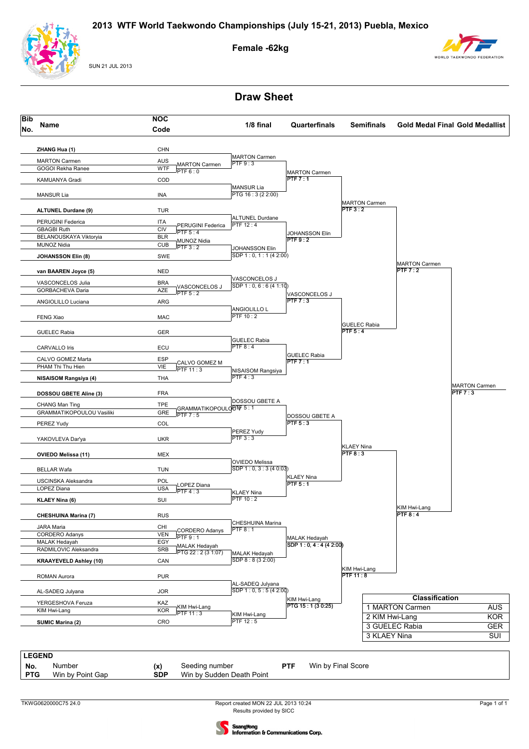# 2013 WTF World Taekwondo Championships (July 15-21, 2013) Puebla, Mexico

## Female -62kg

SUN 21 JUL 2013

## Draw Sheet

| Bib No. | Name | NOC Code |
|---|---|---|
| | ZHANG Hua (1) | CHN |
| | MARTON Carmen | AUS |
| | GOGOI Rekha Ranee | WTF |
| | KAMUANYA Gradi | COD |
| | MANSUR Lia | INA |
| | ALTUNEL Durdane (9) | TUR |
| | PERUGINI Federica | ITA |
| | GBAGBI Ruth | CIV |
| | BELANOUSKAYA Viktoryia | BLR |
| | MUNOZ Nidia | CUB |
| | JOHANSSON Elin (8) | SWE |
| | van BAAREN Joyce (5) | NED |
| | VASCONCELOS Julia | BRA |
| | GORBACHEVA Daria | AZE |
| | ANGIOLILLO Luciana | ARG |
| | FENG Xiao | MAC |
| | GUELEC Rabia | GER |
| | CARVALLO Iris | ECU |
| | CALVO GOMEZ Marta | ESP |
| | PHAM Thi Thu Hien | VIE |
| | NISAISOM Rangsiya (4) | THA |
| | DOSSOU GBETE Aline (3) | FRA |
| | CHANG Man Ting | TPE |
| | GRAMMATIKOPOULOU Vasiliki | GRE |
| | PEREZ Yudy | COL |
| | YAKOVLEVA Dar'ya | UKR |
| | OVIEDO Melissa (11) | MEX |
| | BELLAR Wafa | TUN |
| | USCINSKA Aleksandra | POL |
| | LOPEZ Diana | USA |
| | KLAEY Nina (6) | SUI |
| | CHESHUINA Marina (7) | RUS |
| | JARA Maria | CHI |
| | CORDERO Adanys | VEN |
| | MALAK Hedayah | EGY |
| | RADMILOVIC Aleksandra | SRB |
| | KRAAYEVELD Ashley (10) | CAN |
| | ROMAN Aurora | PUR |
| | AL-SADEQ Julyana | JOR |
| | YERGESHOVA Feruza | KAZ |
| | KIM Hwi-Lang | KOR |
| | SUMIC Marina (2) | CRO |

### Preliminary round

- MARTON Carmen PTF 6 : 0
- PERUGINI Federica PTF 5 : 4
- MUNOZ Nidia PTF 3 : 2
- VASCONCELOS J PTF 5 : 2
- CALVO GOMEZ M PTF 11 : 3
- GRAMMATIKOPOULOU V PTF 7 : 5
- LOPEZ Diana PTF 4 : 3
- CORDERO Adanys PTF 9 : 1
- MALAK Hedayah PTG 22 : 2 (3 1:07)
- KIM Hwi-Lang PTF 11 : 3

### 1/8 final

- MARTON Carmen PTF 9 : 3
- MANSUR Lia PTG 16 : 3 (2 2:00)
- ALTUNEL Durdane PTF 12 : 4
- JOHANSSON Elin SDP 1 : 0, 1 : 1 (4 2:00)
- VASCONCELOS J SDP 1 : 0, 6 : 6 (4 1:10)
- ANGIOLILLO L PTF 10 : 2
- GUELEC Rabia PTF 8 : 4
- NISAISOM Rangsiya PTF 4 : 3
- DOSSOU GBETE A PTF 5 : 1
- PEREZ Yudy PTF 3 : 3
- OVIEDO Melissa SDP 1 : 0, 3 : 3 (4 0:03)
- KLAEY Nina PTF 10 : 2
- CHESHUINA Marina PTF 8 : 1
- MALAK Hedayah SDP 8 : 8 (3 2:00)
- AL-SADEQ Julyana SDP 1 : 0, 5 : 5 (4 2:00)
- KIM Hwi-Lang PTF 12 : 5

### Quarterfinals

- MARTON Carmen PTF 7 : 1
- JOHANSSON Elin PTF 9 : 2
- VASCONCELOS J PTF 7 : 3
- GUELEC Rabia PTF 7 : 1
- DOSSOU GBETE A PTF 5 : 3
- KLAEY Nina PTF 5 : 1
- MALAK Hedayah SDP 1 : 0, 4 : 4 (4 2:00)
- KIM Hwi-Lang PTG 15 : 1 (3 0:25)

### Semifinals

- MARTON Carmen PTF 3 : 2
- GUELEC Rabia PTF 5 : 4
- KLAEY Nina PTF 8 : 3
- KIM Hwi-Lang PTF 11 : 8

### Gold Medal Final

- MARTON Carmen PTF 7 : 2
- KIM Hwi-Lang PTF 8 : 4

### Gold Medallist

- MARTON Carmen PTF 7 : 3

| Classification | | |
|---|---|---|
| 1 | MARTON Carmen | AUS |
| 2 | KIM Hwi-Lang | KOR |
| 3 | GUELEC Rabia | GER |
| 3 | KLAEY Nina | SUI |

| LEGEND | | | | | |
|---|---|---|---|---|---|
| No. | Number | (x) | Seeding number | PTF | Win by Final Score |
| PTG | Win by Point Gap | SDP | Win by Sudden Death Point | | |

TKWG0620000C75 24.0 — Report created MON 22 JUL 2013 10:24 — Results provided by SICC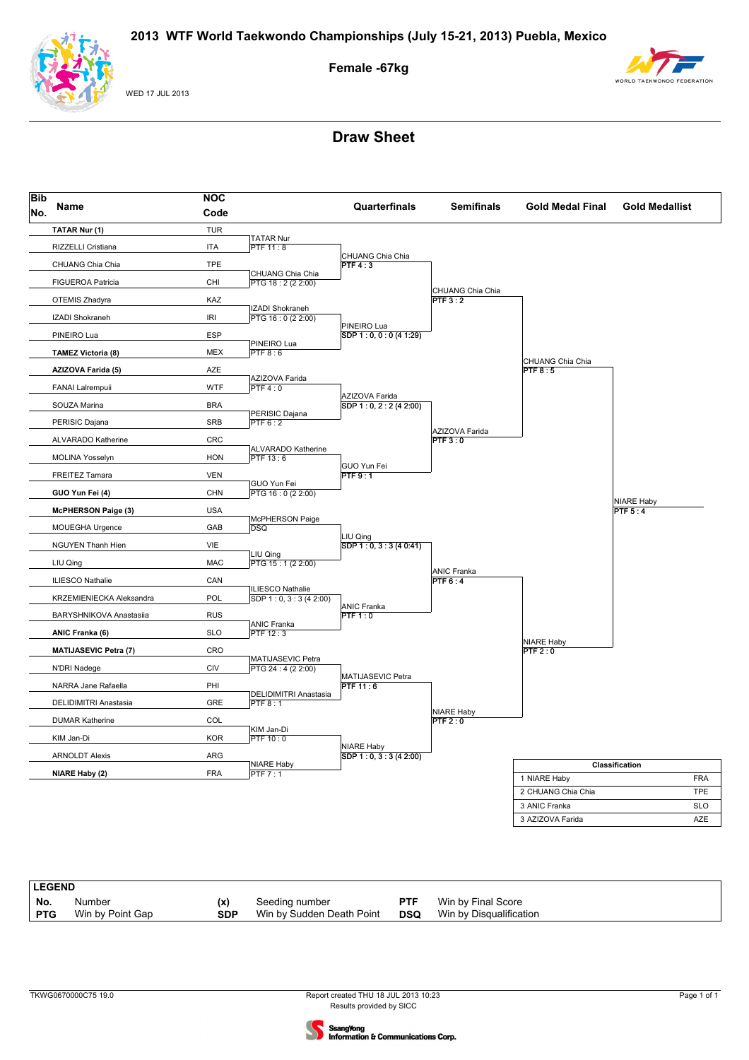# 2013 WTF World Taekwondo Championships (July 15-21, 2013) Puebla, Mexico

## Female -67kg

WED 17 JUL 2013

## Draw Sheet

| Bib No. | Name | NOC Code |
|---|---|---|
| | TATAR Nur (1) | TUR |
| | RIZZELLI Cristiana | ITA |
| | CHUANG Chia Chia | TPE |
| | FIGUEROA Patricia | CHI |
| | OTEMIS Zhadyra | KAZ |
| | IZADI Shokraneh | IRI |
| | PINEIRO Lua | ESP |
| | TAMEZ Victoria (8) | MEX |
| | AZIZOVA Farida (5) | AZE |
| | FANAI Lalrempuii | WTF |
| | SOUZA Marina | BRA |
| | PERISIC Dajana | SRB |
| | ALVARADO Katherine | CRC |
| | MOLINA Yosselyn | HON |
| | FREITEZ Tamara | VEN |
| | GUO Yun Fei (4) | CHN |
| | McPHERSON Paige (3) | USA |
| | MOUEGHA Urgence | GAB |
| | NGUYEN Thanh Hien | VIE |
| | LIU Qing | MAC |
| | ILIESCO Nathalie | CAN |
| | KRZEMIENIECKA Aleksandra | POL |
| | BARYSHNIKOVA Anastasiia | RUS |
| | ANIC Franka (6) | SLO |
| | MATIJASEVIC Petra (7) | CRO |
| | N'DRI Nadege | CIV |
| | NARRA Jane Rafaella | PHI |
| | DELIDIMITRI Anastasia | GRE |
| | DUMAR Katherine | COL |
| | KIM Jan-Di | KOR |
| | ARNOLDT Alexis | ARG |
| | NIARE Haby (2) | FRA |

**Round of 32**

- TATAR Nur — PTF 11 : 8
- CHUANG Chia Chia — PTG 18 : 2 (2 2:00)
- IZADI Shokraneh — PTG 16 : 0 (2 2:00)
- PINEIRO Lua — PTF 8 : 6
- AZIZOVA Farida — PTF 4 : 0
- PERISIC Dajana — PTF 6 : 2
- ALVARADO Katherine — PTF 13 : 6
- GUO Yun Fei — PTG 16 : 0 (2 2:00)
- McPHERSON Paige — DSQ
- LIU Qing — PTG 15 : 1 (2 2:00)
- ILIESCO Nathalie — SDP 1 : 0, 3 : 3 (4 2:00)
- ANIC Franka — PTF 12 : 3
- MATIJASEVIC Petra — PTG 24 : 4 (2 2:00)
- DELIDIMITRI Anastasia — PTF 8 : 1
- KIM Jan-Di — PTF 10 : 0
- NIARE Haby — PTF 7 : 1

**Quarterfinals**

- CHUANG Chia Chia — PTF 4 : 3
- PINEIRO Lua — SDP 1 : 0, 0 : 0 (4 1:29)
- AZIZOVA Farida — SDP 1 : 0, 2 : 2 (4 2:00)
- GUO Yun Fei — PTF 9 : 1
- LIU Qing — SDP 1 : 0, 3 : 3 (4 0:41)
- ANIC Franka — PTF 1 : 0
- MATIJASEVIC Petra — PTF 11 : 6
- NIARE Haby — SDP 1 : 0, 3 : 3 (4 2:00)

**Semifinals**

- CHUANG Chia Chia — PTF 3 : 2
- AZIZOVA Farida — PTF 3 : 0
- ANIC Franka — PTF 6 : 4
- NIARE Haby — PTF 2 : 0

**Gold Medal Final**

- CHUANG Chia Chia — PTF 8 : 5
- NIARE Haby — PTF 2 : 0

**Gold Medallist**

- NIARE Haby — PTF 5 : 4

| Classification | | |
|---|---|---|
| 1 | NIARE Haby | FRA |
| 2 | CHUANG Chia Chia | TPE |
| 3 | ANIC Franka | SLO |
| 3 | AZIZOVA Farida | AZE |

| LEGEND | | | | | |
|---|---|---|---|---|---|
| No. | Number | (x) | Seeding number | PTF | Win by Final Score |
| PTG | Win by Point Gap | SDP | Win by Sudden Death Point | DSQ | Win by Disqualification |

TKWG0670000C75 19.0

Report created THU 18 JUL 2013 10:23
Results provided by SICC

SsangYong Information & Communications Corp.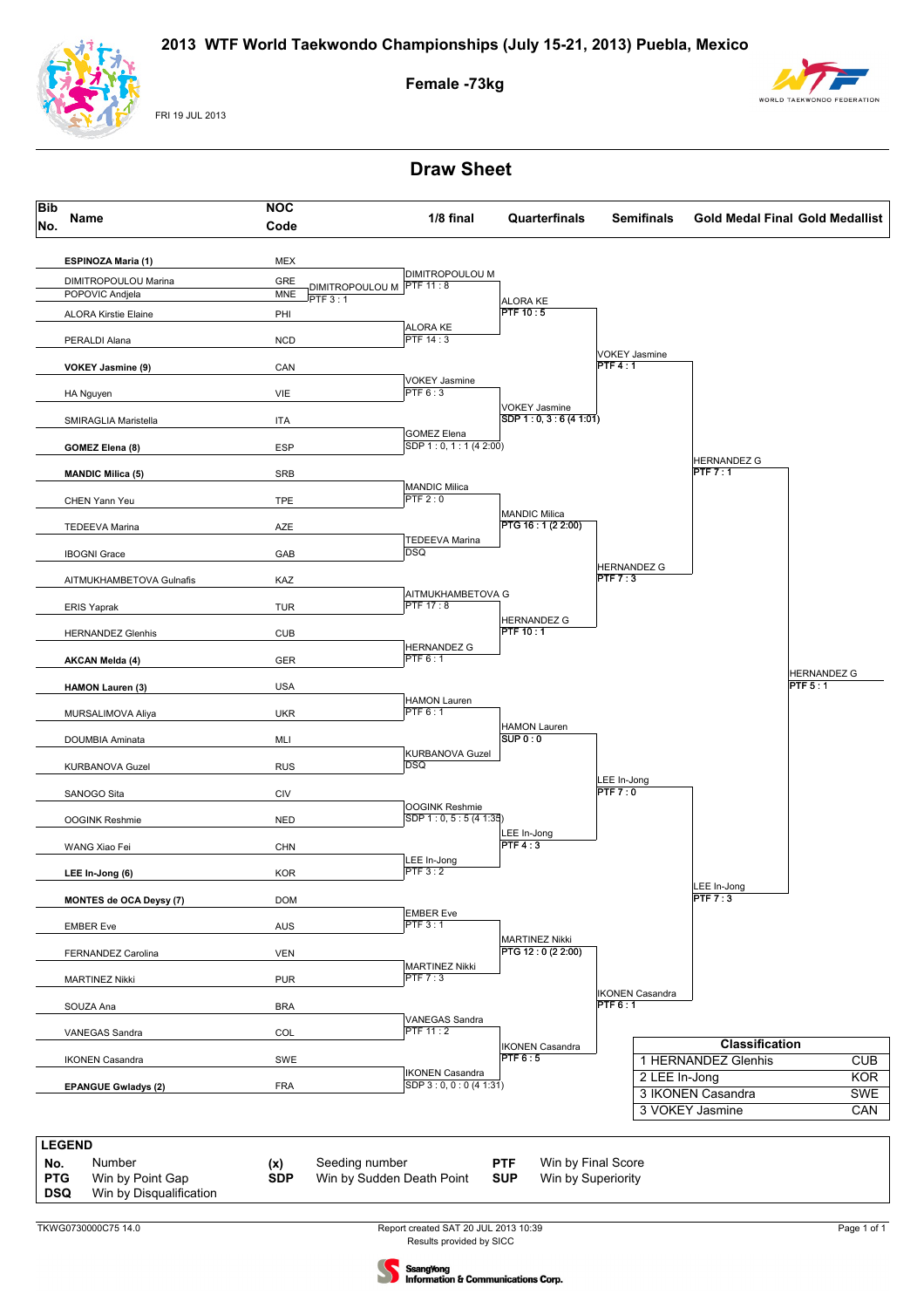# 2013 WTF World Taekwondo Championships (July 15-21, 2013) Puebla, Mexico

## Female -73kg

FRI 19 JUL 2013

## Draw Sheet

| Bib No. | Name | NOC Code |
|---|---|---|
| | ESPINOZA Maria (1) | MEX |
| | DIMITROPOULOU Marina | GRE |
| | POPOVIC Andjela | MNE |
| | ALORA Kirstie Elaine | PHI |
| | PERALDI Alana | NCD |
| | VOKEY Jasmine (9) | CAN |
| | HA Nguyen | VIE |
| | SMIRAGLIA Maristella | ITA |
| | GOMEZ Elena (8) | ESP |
| | MANDIC Milica (5) | SRB |
| | CHEN Yann Yeu | TPE |
| | TEDEEVA Marina | AZE |
| | IBOGNI Grace | GAB |
| | AITMUKHAMBETOVA Gulnafis | KAZ |
| | ERIS Yaprak | TUR |
| | HERNANDEZ Glenhis | CUB |
| | AKCAN Melda (4) | GER |
| | HAMON Lauren (3) | USA |
| | MURSALIMOVA Aliya | UKR |
| | DOUMBIA Aminata | MLI |
| | KURBANOVA Guzel | RUS |
| | SANOGO Sita | CIV |
| | OOGINK Reshmie | NED |
| | WANG Xiao Fei | CHN |
| | LEE In-Jong (6) | KOR |
| | MONTES de OCA Deysy (7) | DOM |
| | EMBER Eve | AUS |
| | FERNANDEZ Carolina | VEN |
| | MARTINEZ Nikki | PUR |
| | SOUZA Ana | BRA |
| | VANEGAS Sandra | COL |
| | IKONEN Casandra | SWE |
| | EPANGUE Gwladys (2) | FRA |

Preliminary round: DIMITROPOULOU M, PTF 3 : 1

### 1/8 final
- DIMITROPOULOU M — PTF 11 : 8
- ALORA KE — PTF 14 : 3
- VOKEY Jasmine — PTF 6 : 3
- GOMEZ Elena — SDP 1 : 0, 1 : 1 (4 2:00)
- MANDIC Milica — PTF 2 : 0
- TEDEEVA Marina — DSQ
- AITMUKHAMBETOVA G — PTF 17 : 8
- HERNANDEZ G — PTF 6 : 1
- HAMON Lauren — PTF 6 : 1
- KURBANOVA Guzel — DSQ
- OOGINK Reshmie — SDP 1 : 0, 5 : 5 (4 1:35)
- LEE In-Jong — PTF 3 : 2
- EMBER Eve — PTF 3 : 1
- MARTINEZ Nikki — PTF 7 : 3
- VANEGAS Sandra — PTF 11 : 2
- IKONEN Casandra — SDP 3 : 0, 0 : 0 (4 1:31)

### Quarterfinals
- ALORA KE — PTF 10 : 5
- VOKEY Jasmine — SDP 1 : 0, 3 : 6 (4 1:01)
- MANDIC Milica — PTG 16 : 1 (2 2:00)
- HERNANDEZ G — PTF 10 : 1
- HAMON Lauren — SUP 0 : 0
- LEE In-Jong — PTF 4 : 3
- MARTINEZ Nikki — PTG 12 : 0 (2 2:00)
- IKONEN Casandra — PTF 6 : 5

### Semifinals
- VOKEY Jasmine — PTF 4 : 1
- HERNANDEZ G — PTF 7 : 3
- LEE In-Jong — PTF 7 : 0
- IKONEN Casandra — PTF 6 : 1

### Gold Medal Final
- HERNANDEZ G — PTF 7 : 1
- LEE In-Jong — PTF 7 : 3

### Gold Medallist
- HERNANDEZ G — PTF 5 : 1

### Classification

| Classification | |
|---|---|
| 1 HERNANDEZ Glenhis | CUB |
| 2 LEE In-Jong | KOR |
| 3 IKONEN Casandra | SWE |
| 3 VOKEY Jasmine | CAN |

### LEGEND

| | | | | | |
|---|---|---|---|---|---|
| **No.** | Number | **(x)** | Seeding number | **PTF** | Win by Final Score |
| **PTG** | Win by Point Gap | **SDP** | Win by Sudden Death Point | **SUP** | Win by Superiority |
| **DSQ** | Win by Disqualification | | | | |

TKWG0730000C75 14.0

Report created SAT 20 JUL 2013 10:39

Results provided by SICC

SsangYong Information & Communications Corp.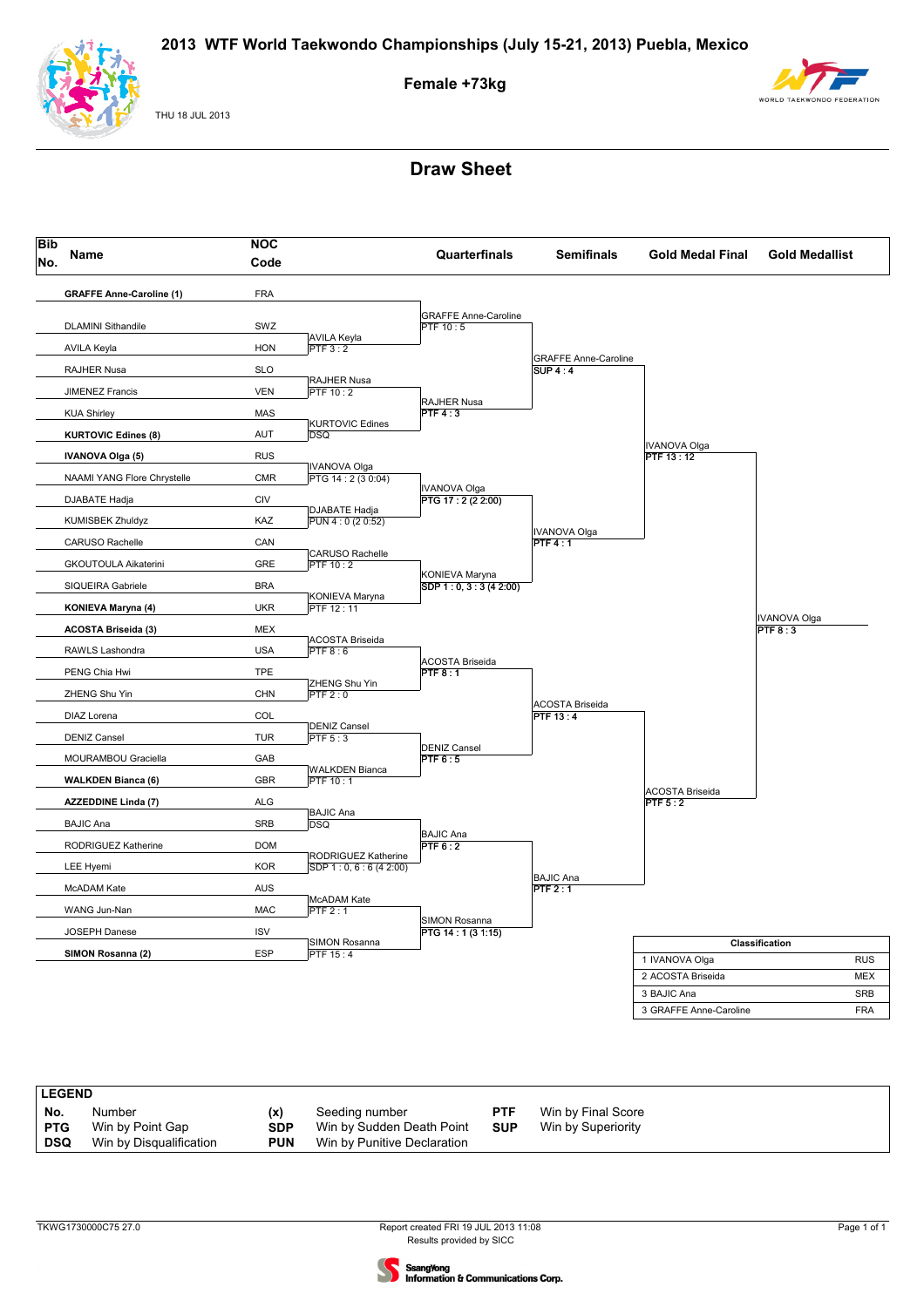# 2013 WTF World Taekwondo Championships (July 15-21, 2013) Puebla, Mexico

## Female +73kg

THU 18 JUL 2013

## Draw Sheet

| Bib No. | Name | NOC Code |
|---|---|---|
| | **GRAFFE Anne-Caroline (1)** | FRA |
| | DLAMINI Sithandile | SWZ |
| | AVILA Keyla | HON |
| | RAJHER Nusa | SLO |
| | JIMENEZ Francis | VEN |
| | KUA Shirley | MAS |
| | **KURTOVIC Edines (8)** | AUT |
| | **IVANOVA Olga (5)** | RUS |
| | NAAMI YANG Flore Chrystelle | CMR |
| | DJABATE Hadja | CIV |
| | KUMISBEK Zhuldyz | KAZ |
| | CARUSO Rachelle | CAN |
| | GKOUTOULA Aikaterini | GRE |
| | SIQUEIRA Gabriele | BRA |
| | **KONIEVA Maryna (4)** | UKR |
| | **ACOSTA Briseida (3)** | MEX |
| | RAWLS Lashondra | USA |
| | PENG Chia Hwi | TPE |
| | ZHENG Shu Yin | CHN |
| | DIAZ Lorena | COL |
| | DENIZ Cansel | TUR |
| | MOURAMBOU Graciella | GAB |
| | **WALKDEN Bianca (6)** | GBR |
| | **AZZEDDINE Linda (7)** | ALG |
| | BAJIC Ana | SRB |
| | RODRIGUEZ Katherine | DOM |
| | LEE Hyemi | KOR |
| | McADAM Kate | AUS |
| | WANG Jun-Nan | MAC |
| | JOSEPH Danese | ISV |
| | **SIMON Rosanna (2)** | ESP |

### Round of 32

- AVILA Keyla PTF 3 : 2
- RAJHER Nusa PTF 10 : 2
- KURTOVIC Edines DSQ
- IVANOVA Olga PTG 14 : 2 (3 0:04)
- DJABATE Hadja PUN 4 : 0 (2 0:52)
- CARUSO Rachelle PTF 10 : 2
- KONIEVA Maryna PTF 12 : 11
- ACOSTA Briseida PTF 8 : 6
- ZHENG Shu Yin PTF 2 : 0
- DENIZ Cansel PTF 5 : 3
- WALKDEN Bianca PTF 10 : 1
- BAJIC Ana DSQ
- RODRIGUEZ Katherine SDP 1 : 0, 6 : 6 (4 2:00)
- McADAM Kate PTF 2 : 1
- SIMON Rosanna PTF 15 : 4

### Quarterfinals

- GRAFFE Anne-Caroline PTF 10 : 5
- RAJHER Nusa PTF 4 : 3
- IVANOVA Olga PTG 17 : 2 (2 2:00)
- KONIEVA Maryna SDP 1 : 0, 3 : 3 (4 2:00)
- ACOSTA Briseida PTF 8 : 1
- DENIZ Cansel PTF 6 : 5
- BAJIC Ana PTF 6 : 2
- SIMON Rosanna PTG 14 : 1 (3 1:15)

### Semifinals

- GRAFFE Anne-Caroline SUP 4 : 4
- IVANOVA Olga PTF 4 : 1
- ACOSTA Briseida PTF 13 : 4
- BAJIC Ana PTF 2 : 1

### Gold Medal Final

- IVANOVA Olga PTF 13 : 12
- ACOSTA Briseida PTF 5 : 2

### Gold Medallist

- IVANOVA Olga PTF 8 : 3

### Classification

| Classification | | |
|---|---|---|
| 1 | IVANOVA Olga | RUS |
| 2 | ACOSTA Briseida | MEX |
| 3 | BAJIC Ana | SRB |
| 3 | GRAFFE Anne-Caroline | FRA |

### LEGEND

| | | | | | |
|---|---|---|---|---|---|
| **No.** | Number | **(x)** | Seeding number | **PTF** | Win by Final Score |
| **PTG** | Win by Point Gap | **SDP** | Win by Sudden Death Point | **SUP** | Win by Superiority |
| **DSQ** | Win by Disqualification | **PUN** | Win by Punitive Declaration | | |

TKWG1730000C75 27.0

Report created FRI 19 JUL 2013 11:08
Results provided by SICC

SsangYong Information & Communications Corp.